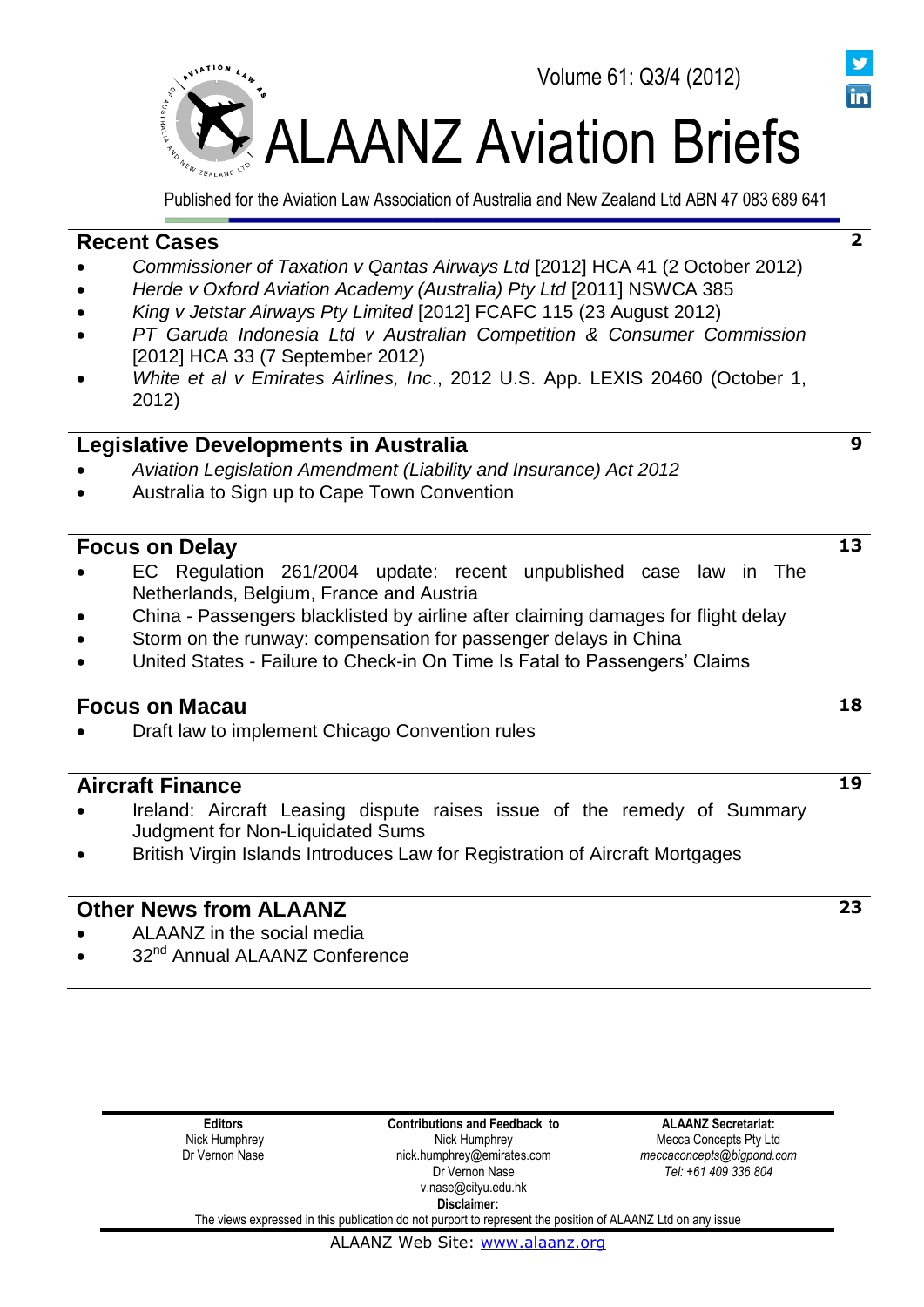Volume 61: Q3/4 (2012)

# ALAANZ Aviation Briefs

Published for the Aviation Law Association of Australia and New Zealand Ltd ABN 47 083 689 641

## Recent Cases — 2

- *Commissioner of Taxation v Qantas Airways Ltd* [2012] HCA 41 (2 October 2012)
- *Herde v Oxford Aviation Academy (Australia) Pty Ltd* [2011] NSWCA 385
- *King v Jetstar Airways Pty Limited* [2012] FCAFC 115 (23 August 2012)
- *PT Garuda Indonesia Ltd v Australian Competition & Consumer Commission* [2012] HCA 33 (7 September 2012)
- *White et al v Emirates Airlines, Inc*., 2012 U.S. App. LEXIS 20460 (October 1, 2012)

## Legislative Developments in Australia — 9

- *Aviation Legislation Amendment (Liability and Insurance) Act 2012*
- Australia to Sign up to Cape Town Convention

## Focus on Delay — 13

- EC Regulation 261/2004 update: recent unpublished case law in The Netherlands, Belgium, France and Austria
- China - Passengers blacklisted by airline after claiming damages for flight delay
- Storm on the runway: compensation for passenger delays in China
- United States - Failure to Check-in On Time Is Fatal to Passengers' Claims

## Focus on Macau — 18

- Draft law to implement Chicago Convention rules

## Aircraft Finance — 19

- Ireland: Aircraft Leasing dispute raises issue of the remedy of Summary Judgment for Non-Liquidated Sums
- British Virgin Islands Introduces Law for Registration of Aircraft Mortgages

## Other News from ALAANZ — 23

- ALAANZ in the social media
- 32nd Annual ALAANZ Conference

| **Editors** | **Contributions and Feedback to** | **ALAANZ Secretariat:** |
| --- | --- | --- |
| Nick Humphrey | Nick Humphrey | Mecca Concepts Pty Ltd |
| Dr Vernon Nase | nick.humphrey@emirates.com | *meccaconcepts@bigpond.com* |
| | Dr Vernon Nase | *Tel: +61 409 336 804* |
| | v.nase@cityu.edu.hk | |

**Disclaimer:**

The views expressed in this publication do not purport to represent the position of ALAANZ Ltd on any issue

ALAANZ Web Site: www.alaanz.org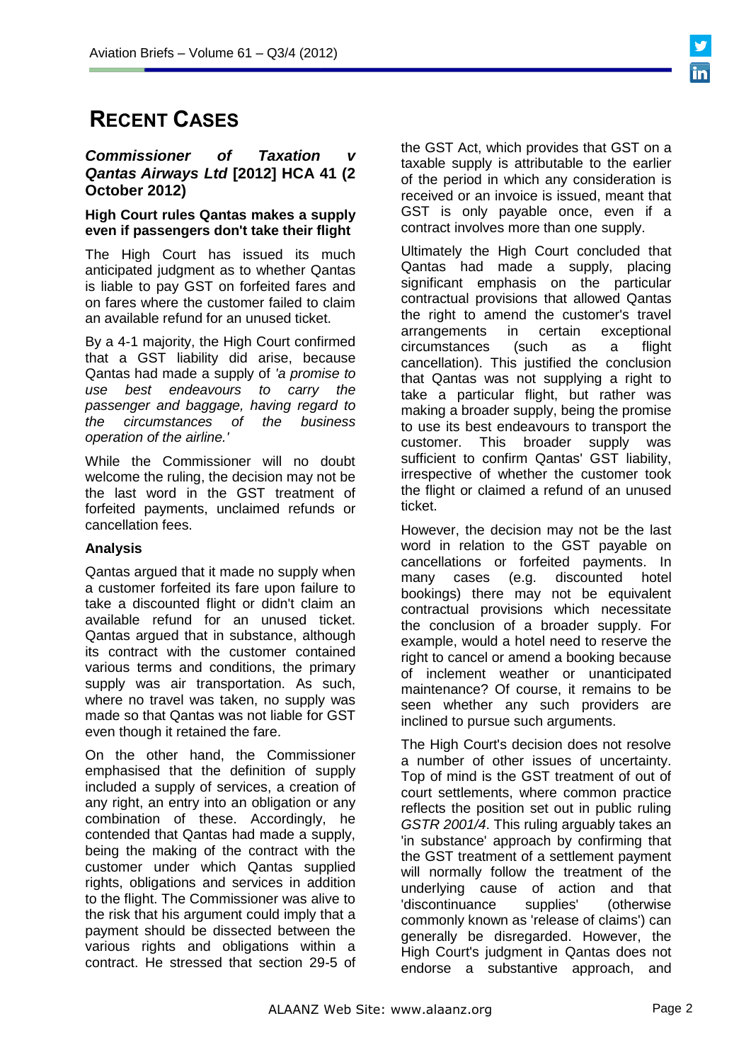# Recent Cases

## *Commissioner of Taxation v Qantas Airways Ltd* [2012] HCA 41 (2 October 2012)

### High Court rules Qantas makes a supply even if passengers don't take their flight

The High Court has issued its much anticipated judgment as to whether Qantas is liable to pay GST on forfeited fares and on fares where the customer failed to claim an available refund for an unused ticket.

By a 4-1 majority, the High Court confirmed that a GST liability did arise, because Qantas had made a supply of *'a promise to use best endeavours to carry the passenger and baggage, having regard to the circumstances of the business operation of the airline.'*

While the Commissioner will no doubt welcome the ruling, the decision may not be the last word in the GST treatment of forfeited payments, unclaimed refunds or cancellation fees.

### Analysis

Qantas argued that it made no supply when a customer forfeited its fare upon failure to take a discounted flight or didn't claim an available refund for an unused ticket. Qantas argued that in substance, although its contract with the customer contained various terms and conditions, the primary supply was air transportation. As such, where no travel was taken, no supply was made so that Qantas was not liable for GST even though it retained the fare.

On the other hand, the Commissioner emphasised that the definition of supply included a supply of services, a creation of any right, an entry into an obligation or any combination of these. Accordingly, he contended that Qantas had made a supply, being the making of the contract with the customer under which Qantas supplied rights, obligations and services in addition to the flight. The Commissioner was alive to the risk that his argument could imply that a payment should be dissected between the various rights and obligations within a contract. He stressed that section 29-5 of the GST Act, which provides that GST on a taxable supply is attributable to the earlier of the period in which any consideration is received or an invoice is issued, meant that GST is only payable once, even if a contract involves more than one supply.

Ultimately the High Court concluded that Qantas had made a supply, placing significant emphasis on the particular contractual provisions that allowed Qantas the right to amend the customer's travel arrangements in certain exceptional circumstances (such as a flight cancellation). This justified the conclusion that Qantas was not supplying a right to take a particular flight, but rather was making a broader supply, being the promise to use its best endeavours to transport the customer. This broader supply was sufficient to confirm Qantas' GST liability, irrespective of whether the customer took the flight or claimed a refund of an unused ticket.

However, the decision may not be the last word in relation to the GST payable on cancellations or forfeited payments. In many cases (e.g. discounted hotel bookings) there may not be equivalent contractual provisions which necessitate the conclusion of a broader supply. For example, would a hotel need to reserve the right to cancel or amend a booking because of inclement weather or unanticipated maintenance? Of course, it remains to be seen whether any such providers are inclined to pursue such arguments.

The High Court's decision does not resolve a number of other issues of uncertainty. Top of mind is the GST treatment of out of court settlements, where common practice reflects the position set out in public ruling *GSTR 2001/4*. This ruling arguably takes an 'in substance' approach by confirming that the GST treatment of a settlement payment will normally follow the treatment of the underlying cause of action and that 'discontinuance supplies' (otherwise commonly known as 'release of claims') can generally be disregarded. However, the High Court's judgment in Qantas does not endorse a substantive approach, and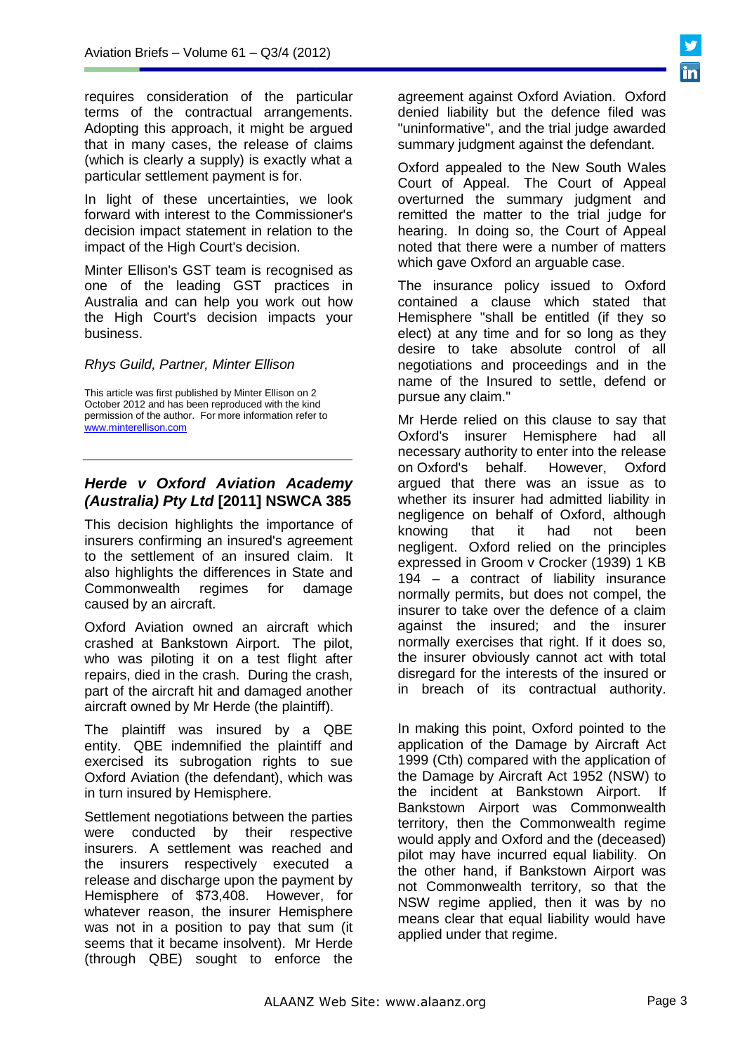requires consideration of the particular terms of the contractual arrangements. Adopting this approach, it might be argued that in many cases, the release of claims (which is clearly a supply) is exactly what a particular settlement payment is for.

In light of these uncertainties, we look forward with interest to the Commissioner's decision impact statement in relation to the impact of the High Court's decision.

Minter Ellison's GST team is recognised as one of the leading GST practices in Australia and can help you work out how the High Court's decision impacts your business.

*Rhys Guild, Partner, Minter Ellison*

This article was first published by Minter Ellison on 2 October 2012 and has been reproduced with the kind permission of the author. For more information refer to www.minterellison.com

---

## *Herde v Oxford Aviation Academy (Australia) Pty Ltd* [2011] NSWCA 385

This decision highlights the importance of insurers confirming an insured's agreement to the settlement of an insured claim. It also highlights the differences in State and Commonwealth regimes for damage caused by an aircraft.

Oxford Aviation owned an aircraft which crashed at Bankstown Airport. The pilot, who was piloting it on a test flight after repairs, died in the crash. During the crash, part of the aircraft hit and damaged another aircraft owned by Mr Herde (the plaintiff).

The plaintiff was insured by a QBE entity. QBE indemnified the plaintiff and exercised its subrogation rights to sue Oxford Aviation (the defendant), which was in turn insured by Hemisphere.

Settlement negotiations between the parties were conducted by their respective insurers. A settlement was reached and the insurers respectively executed a release and discharge upon the payment by Hemisphere of $73,408. However, for whatever reason, the insurer Hemisphere was not in a position to pay that sum (it seems that it became insolvent). Mr Herde (through QBE) sought to enforce the agreement against Oxford Aviation. Oxford denied liability but the defence filed was "uninformative", and the trial judge awarded summary judgment against the defendant.

Oxford appealed to the New South Wales Court of Appeal. The Court of Appeal overturned the summary judgment and remitted the matter to the trial judge for hearing. In doing so, the Court of Appeal noted that there were a number of matters which gave Oxford an arguable case.

The insurance policy issued to Oxford contained a clause which stated that Hemisphere "shall be entitled (if they so elect) at any time and for so long as they desire to take absolute control of all negotiations and proceedings and in the name of the Insured to settle, defend or pursue any claim."

Mr Herde relied on this clause to say that Oxford's insurer Hemisphere had all necessary authority to enter into the release on Oxford's behalf. However, Oxford argued that there was an issue as to whether its insurer had admitted liability in negligence on behalf of Oxford, although knowing that it had not been negligent. Oxford relied on the principles expressed in Groom v Crocker (1939) 1 KB 194 – a contract of liability insurance normally permits, but does not compel, the insurer to take over the defence of a claim against the insured; and the insurer normally exercises that right. If it does so, the insurer obviously cannot act with total disregard for the interests of the insured or in breach of its contractual authority.

In making this point, Oxford pointed to the application of the Damage by Aircraft Act 1999 (Cth) compared with the application of the Damage by Aircraft Act 1952 (NSW) to the incident at Bankstown Airport. If Bankstown Airport was Commonwealth territory, then the Commonwealth regime would apply and Oxford and the (deceased) pilot may have incurred equal liability. On the other hand, if Bankstown Airport was not Commonwealth territory, so that the NSW regime applied, then it was by no means clear that equal liability would have applied under that regime.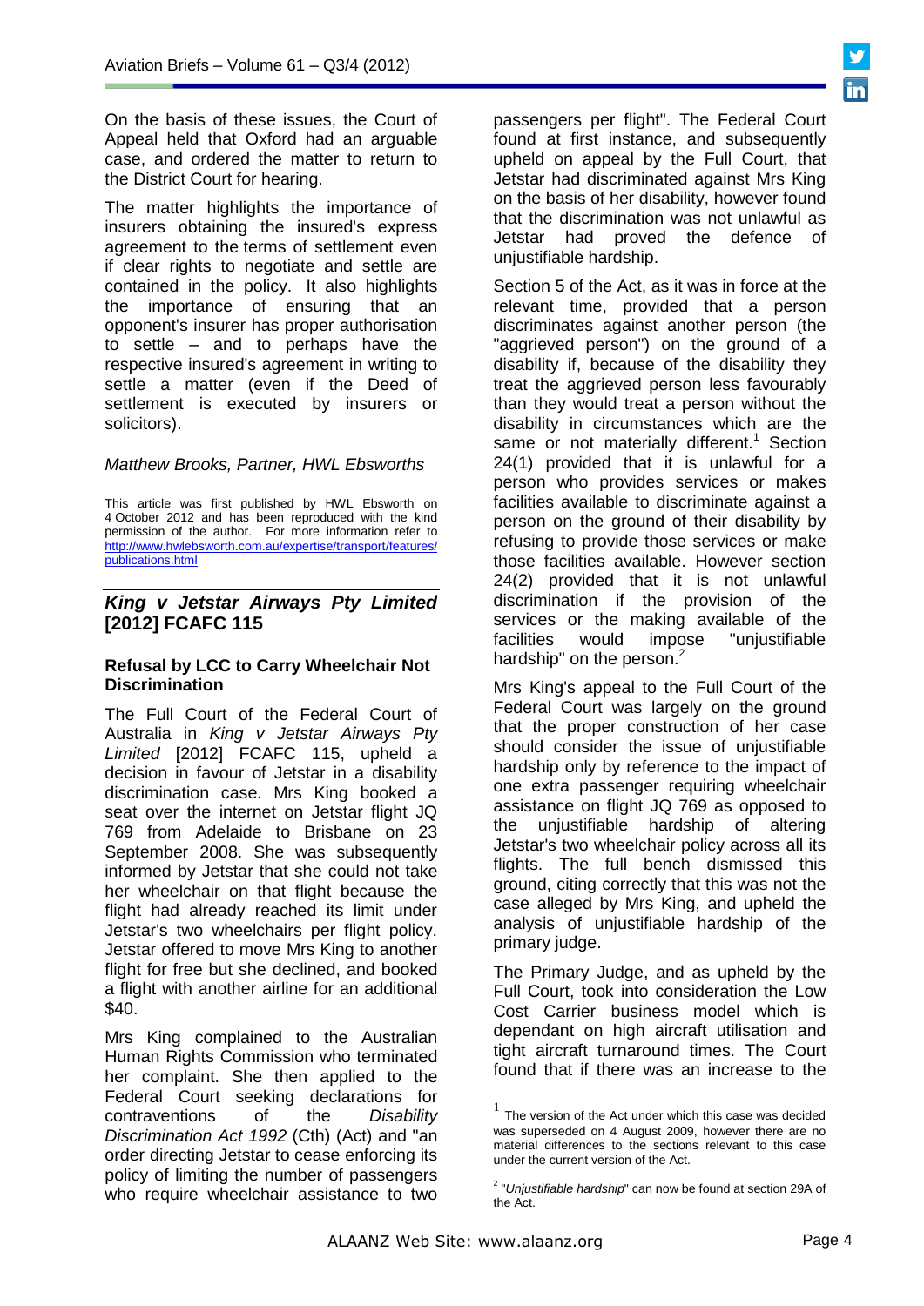On the basis of these issues, the Court of Appeal held that Oxford had an arguable case, and ordered the matter to return to the District Court for hearing.

The matter highlights the importance of insurers obtaining the insured's express agreement to the terms of settlement even if clear rights to negotiate and settle are contained in the policy. It also highlights the importance of ensuring that an opponent's insurer has proper authorisation to settle – and to perhaps have the respective insured's agreement in writing to settle a matter (even if the Deed of settlement is executed by insurers or solicitors).

*Matthew Brooks, Partner, HWL Ebsworths*

This article was first published by HWL Ebsworth on 4 October 2012 and has been reproduced with the kind permission of the author. For more information refer to http://www.hwlebsworth.com.au/expertise/transport/features/publications.html

## *King v Jetstar Airways Pty Limited* [2012] FCAFC 115

### Refusal by LCC to Carry Wheelchair Not Discrimination

The Full Court of the Federal Court of Australia in *King v Jetstar Airways Pty Limited* [2012] FCAFC 115, upheld a decision in favour of Jetstar in a disability discrimination case. Mrs King booked a seat over the internet on Jetstar flight JQ 769 from Adelaide to Brisbane on 23 September 2008. She was subsequently informed by Jetstar that she could not take her wheelchair on that flight because the flight had already reached its limit under Jetstar's two wheelchairs per flight policy. Jetstar offered to move Mrs King to another flight for free but she declined, and booked a flight with another airline for an additional $40.

Mrs King complained to the Australian Human Rights Commission who terminated her complaint. She then applied to the Federal Court seeking declarations for contraventions of the *Disability Discrimination Act 1992* (Cth) (Act) and "an order directing Jetstar to cease enforcing its policy of limiting the number of passengers who require wheelchair assistance to two passengers per flight". The Federal Court found at first instance, and subsequently upheld on appeal by the Full Court, that Jetstar had discriminated against Mrs King on the basis of her disability, however found that the discrimination was not unlawful as Jetstar had proved the defence of unjustifiable hardship.

Section 5 of the Act, as it was in force at the relevant time, provided that a person discriminates against another person (the "aggrieved person") on the ground of a disability if, because of the disability they treat the aggrieved person less favourably than they would treat a person without the disability in circumstances which are the same or not materially different.[1] Section 24(1) provided that it is unlawful for a person who provides services or makes facilities available to discriminate against a person on the ground of their disability by refusing to provide those services or make those facilities available. However section 24(2) provided that it is not unlawful discrimination if the provision of the services or the making available of the facilities would impose "unjustifiable hardship" on the person.[2]

Mrs King's appeal to the Full Court of the Federal Court was largely on the ground that the proper construction of her case should consider the issue of unjustifiable hardship only by reference to the impact of one extra passenger requiring wheelchair assistance on flight JQ 769 as opposed to the unjustifiable hardship of altering Jetstar's two wheelchair policy across all its flights. The full bench dismissed this ground, citing correctly that this was not the case alleged by Mrs King, and upheld the analysis of unjustifiable hardship of the primary judge.

The Primary Judge, and as upheld by the Full Court, took into consideration the Low Cost Carrier business model which is dependant on high aircraft utilisation and tight aircraft turnaround times. The Court found that if there was an increase to the

[1] The version of the Act under which this case was decided was superseded on 4 August 2009, however there are no material differences to the sections relevant to this case under the current version of the Act.

[2] "*Unjustifiable hardship*" can now be found at section 29A of the Act.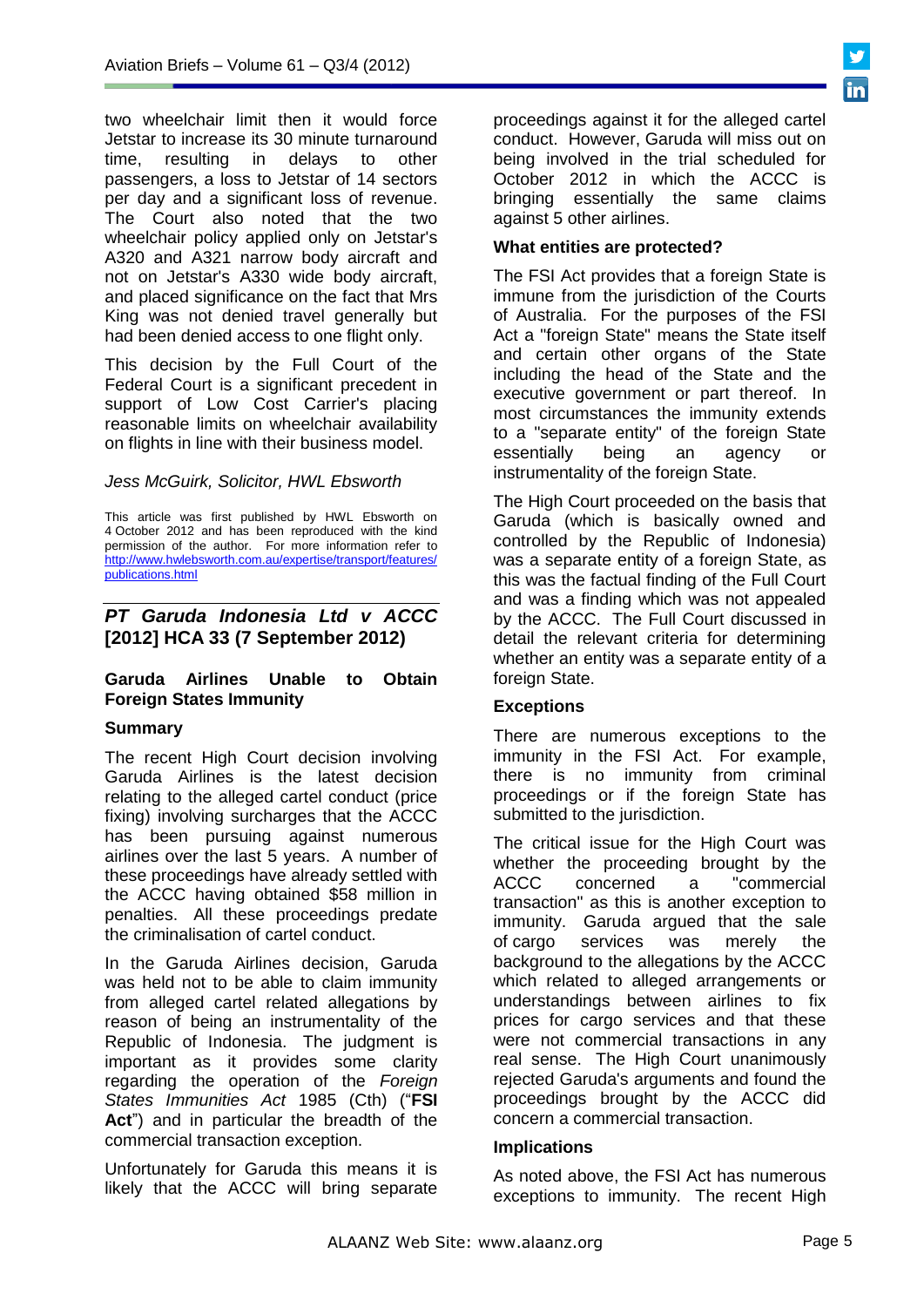two wheelchair limit then it would force Jetstar to increase its 30 minute turnaround time, resulting in delays to other passengers, a loss to Jetstar of 14 sectors per day and a significant loss of revenue. The Court also noted that the two wheelchair policy applied only on Jetstar's A320 and A321 narrow body aircraft and not on Jetstar's A330 wide body aircraft, and placed significance on the fact that Mrs King was not denied travel generally but had been denied access to one flight only.

This decision by the Full Court of the Federal Court is a significant precedent in support of Low Cost Carrier's placing reasonable limits on wheelchair availability on flights in line with their business model.

*Jess McGuirk, Solicitor, HWL Ebsworth*

This article was first published by HWL Ebsworth on 4 October 2012 and has been reproduced with the kind permission of the author. For more information refer to http://www.hwlebsworth.com.au/expertise/transport/features/publications.html

## *PT Garuda Indonesia Ltd v ACCC* [2012] HCA 33 (7 September 2012)

### Garuda Airlines Unable to Obtain Foreign States Immunity

### Summary

The recent High Court decision involving Garuda Airlines is the latest decision relating to the alleged cartel conduct (price fixing) involving surcharges that the ACCC has been pursuing against numerous airlines over the last 5 years. A number of these proceedings have already settled with the ACCC having obtained $58 million in penalties. All these proceedings predate the criminalisation of cartel conduct.

In the Garuda Airlines decision, Garuda was held not to be able to claim immunity from alleged cartel related allegations by reason of being an instrumentality of the Republic of Indonesia. The judgment is important as it provides some clarity regarding the operation of the *Foreign States Immunities Act* 1985 (Cth) ("**FSI Act**") and in particular the breadth of the commercial transaction exception.

Unfortunately for Garuda this means it is likely that the ACCC will bring separate proceedings against it for the alleged cartel conduct. However, Garuda will miss out on being involved in the trial scheduled for October 2012 in which the ACCC is bringing essentially the same claims against 5 other airlines.

### What entities are protected?

The FSI Act provides that a foreign State is immune from the jurisdiction of the Courts of Australia. For the purposes of the FSI Act a "foreign State" means the State itself and certain other organs of the State including the head of the State and the executive government or part thereof. In most circumstances the immunity extends to a "separate entity" of the foreign State essentially being an agency or instrumentality of the foreign State.

The High Court proceeded on the basis that Garuda (which is basically owned and controlled by the Republic of Indonesia) was a separate entity of a foreign State, as this was the factual finding of the Full Court and was a finding which was not appealed by the ACCC. The Full Court discussed in detail the relevant criteria for determining whether an entity was a separate entity of a foreign State.

### Exceptions

There are numerous exceptions to the immunity in the FSI Act. For example, there is no immunity from criminal proceedings or if the foreign State has submitted to the jurisdiction.

The critical issue for the High Court was whether the proceeding brought by the ACCC concerned a "commercial transaction" as this is another exception to immunity. Garuda argued that the sale of cargo services was merely the background to the allegations by the ACCC which related to alleged arrangements or understandings between airlines to fix prices for cargo services and that these were not commercial transactions in any real sense. The High Court unanimously rejected Garuda's arguments and found the proceedings brought by the ACCC did concern a commercial transaction.

### Implications

As noted above, the FSI Act has numerous exceptions to immunity. The recent High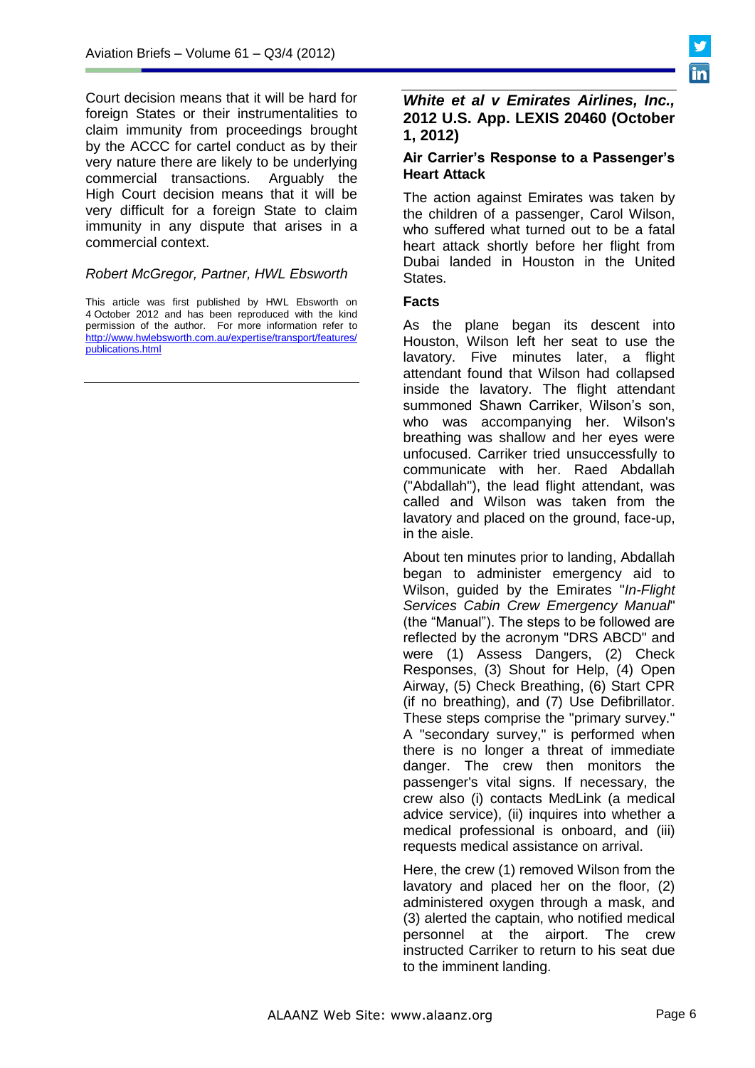Court decision means that it will be hard for foreign States or their instrumentalities to claim immunity from proceedings brought by the ACCC for cartel conduct as by their very nature there are likely to be underlying commercial transactions. Arguably the High Court decision means that it will be very difficult for a foreign State to claim immunity in any dispute that arises in a commercial context.

*Robert McGregor, Partner, HWL Ebsworth*

This article was first published by HWL Ebsworth on 4 October 2012 and has been reproduced with the kind permission of the author. For more information refer to [http://www.hwlebsworth.com.au/expertise/transport/features/publications.html](http://www.hwlebsworth.com.au/expertise/transport/features/publications.html)

---

## *White et al v Emirates Airlines, Inc.*, 2012 U.S. App. LEXIS 20460 (October 1, 2012)

### Air Carrier's Response to a Passenger's Heart Attack

The action against Emirates was taken by the children of a passenger, Carol Wilson, who suffered what turned out to be a fatal heart attack shortly before her flight from Dubai landed in Houston in the United States.

### Facts

As the plane began its descent into Houston, Wilson left her seat to use the lavatory. Five minutes later, a flight attendant found that Wilson had collapsed inside the lavatory. The flight attendant summoned Shawn Carriker, Wilson's son, who was accompanying her. Wilson's breathing was shallow and her eyes were unfocused. Carriker tried unsuccessfully to communicate with her. Raed Abdallah ("Abdallah"), the lead flight attendant, was called and Wilson was taken from the lavatory and placed on the ground, face-up, in the aisle.

About ten minutes prior to landing, Abdallah began to administer emergency aid to Wilson, guided by the Emirates "*In-Flight Services Cabin Crew Emergency Manual*" (the "Manual"). The steps to be followed are reflected by the acronym "DRS ABCD" and were (1) Assess Dangers, (2) Check Responses, (3) Shout for Help, (4) Open Airway, (5) Check Breathing, (6) Start CPR (if no breathing), and (7) Use Defibrillator. These steps comprise the "primary survey." A "secondary survey," is performed when there is no longer a threat of immediate danger. The crew then monitors the passenger's vital signs. If necessary, the crew also (i) contacts MedLink (a medical advice service), (ii) inquires into whether a medical professional is onboard, and (iii) requests medical assistance on arrival.

Here, the crew (1) removed Wilson from the lavatory and placed her on the floor, (2) administered oxygen through a mask, and (3) alerted the captain, who notified medical personnel at the airport. The crew instructed Carriker to return to his seat due to the imminent landing.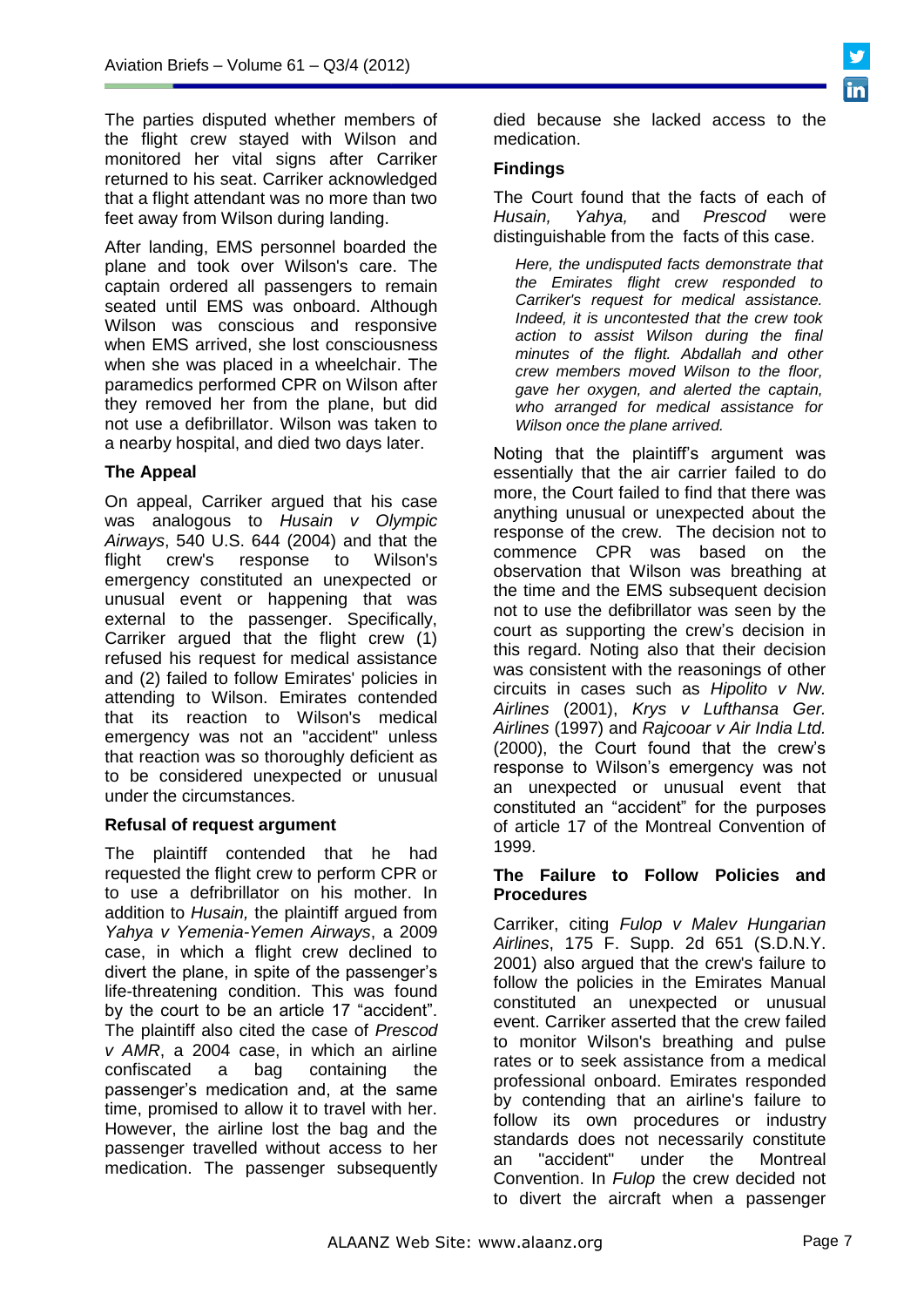The parties disputed whether members of the flight crew stayed with Wilson and monitored her vital signs after Carriker returned to his seat. Carriker acknowledged that a flight attendant was no more than two feet away from Wilson during landing.

After landing, EMS personnel boarded the plane and took over Wilson's care. The captain ordered all passengers to remain seated until EMS was onboard. Although Wilson was conscious and responsive when EMS arrived, she lost consciousness when she was placed in a wheelchair. The paramedics performed CPR on Wilson after they removed her from the plane, but did not use a defibrillator. Wilson was taken to a nearby hospital, and died two days later.

**The Appeal**

On appeal, Carriker argued that his case was analogous to *Husain v Olympic Airways*, 540 U.S. 644 (2004) and that the flight crew's response to Wilson's emergency constituted an unexpected or unusual event or happening that was external to the passenger. Specifically, Carriker argued that the flight crew (1) refused his request for medical assistance and (2) failed to follow Emirates' policies in attending to Wilson. Emirates contended that its reaction to Wilson's medical emergency was not an "accident" unless that reaction was so thoroughly deficient as to be considered unexpected or unusual under the circumstances.

**Refusal of request argument**

The plaintiff contended that he had requested the flight crew to perform CPR or to use a defribrillator on his mother. In addition to *Husain,* the plaintiff argued from *Yahya v Yemenia-Yemen Airways*, a 2009 case, in which a flight crew declined to divert the plane, in spite of the passenger's life-threatening condition. This was found by the court to be an article 17 "accident". The plaintiff also cited the case of *Prescod v AMR*, a 2004 case, in which an airline confiscated a bag containing the passenger's medication and, at the same time, promised to allow it to travel with her. However, the airline lost the bag and the passenger travelled without access to her medication. The passenger subsequently died because she lacked access to the medication.

**Findings**

The Court found that the facts of each of *Husain, Yahya,* and *Prescod* were distinguishable from the facts of this case.

> *Here, the undisputed facts demonstrate that the Emirates flight crew responded to Carriker's request for medical assistance. Indeed, it is uncontested that the crew took action to assist Wilson during the final minutes of the flight. Abdallah and other crew members moved Wilson to the floor, gave her oxygen, and alerted the captain, who arranged for medical assistance for Wilson once the plane arrived.*

Noting that the plaintiff's argument was essentially that the air carrier failed to do more, the Court failed to find that there was anything unusual or unexpected about the response of the crew. The decision not to commence CPR was based on the observation that Wilson was breathing at the time and the EMS subsequent decision not to use the defibrillator was seen by the court as supporting the crew's decision in this regard. Noting also that their decision was consistent with the reasonings of other circuits in cases such as *Hipolito v Nw. Airlines* (2001), *Krys v Lufthansa Ger. Airlines* (1997) and *Rajcooar v Air India Ltd.* (2000), the Court found that the crew's response to Wilson's emergency was not an unexpected or unusual event that constituted an "accident" for the purposes of article 17 of the Montreal Convention of 1999.

**The Failure to Follow Policies and Procedures**

Carriker, citing *Fulop v Malev Hungarian Airlines*, 175 F. Supp. 2d 651 (S.D.N.Y. 2001) also argued that the crew's failure to follow the policies in the Emirates Manual constituted an unexpected or unusual event. Carriker asserted that the crew failed to monitor Wilson's breathing and pulse rates or to seek assistance from a medical professional onboard. Emirates responded by contending that an airline's failure to follow its own procedures or industry standards does not necessarily constitute an "accident" under the Montreal Convention. In *Fulop* the crew decided not to divert the aircraft when a passenger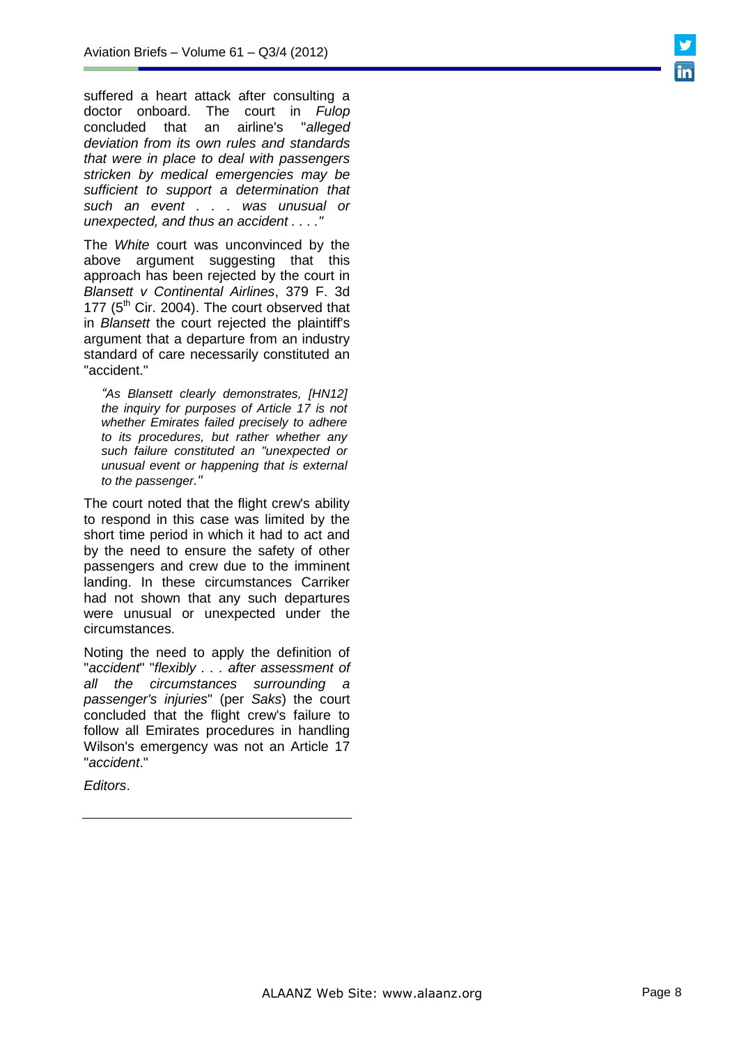suffered a heart attack after consulting a doctor onboard. The court in *Fulop* concluded that an airline's "*alleged deviation from its own rules and standards that were in place to deal with passengers stricken by medical emergencies may be sufficient to support a determination that such an event . . . was unusual or unexpected, and thus an accident . . . .*"

The *White* court was unconvinced by the above argument suggesting that this approach has been rejected by the court in *Blansett v Continental Airlines*, 379 F. 3d 177 (5th Cir. 2004). The court observed that in *Blansett* the court rejected the plaintiff's argument that a departure from an industry standard of care necessarily constituted an "accident."

> *"As Blansett clearly demonstrates, [HN12] the inquiry for purposes of Article 17 is not whether Emirates failed precisely to adhere to its procedures, but rather whether any such failure constituted an "unexpected or unusual event or happening that is external to the passenger."*

The court noted that the flight crew's ability to respond in this case was limited by the short time period in which it had to act and by the need to ensure the safety of other passengers and crew due to the imminent landing. In these circumstances Carriker had not shown that any such departures were unusual or unexpected under the circumstances.

Noting the need to apply the definition of "*accident*" "*flexibly . . . after assessment of all the circumstances surrounding a passenger's injuries*" (per *Saks*) the court concluded that the flight crew's failure to follow all Emirates procedures in handling Wilson's emergency was not an Article 17 "*accident*."

*Editors*.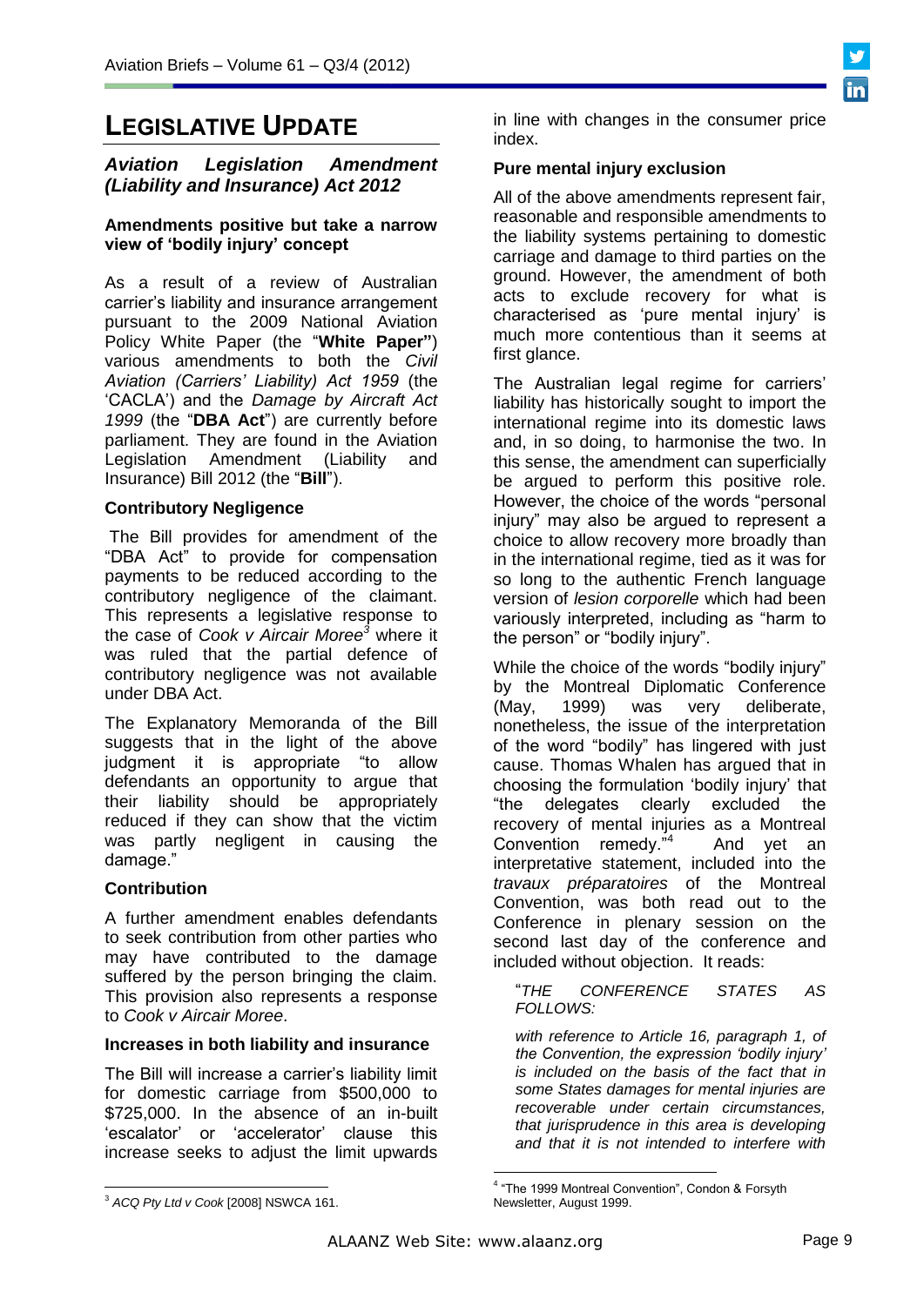# LEGISLATIVE UPDATE

## *Aviation Legislation Amendment (Liability and Insurance) Act 2012*

**Amendments positive but take a narrow view of 'bodily injury' concept**

As a result of a review of Australian carrier's liability and insurance arrangement pursuant to the 2009 National Aviation Policy White Paper (the "**White Paper"**) various amendments to both the *Civil Aviation (Carriers' Liability) Act 1959* (the 'CACLA') and the *Damage by Aircraft Act 1999* (the "**DBA Act**") are currently before parliament. They are found in the Aviation Legislation Amendment (Liability and Insurance) Bill 2012 (the "**Bill**").

### Contributory Negligence

The Bill provides for amendment of the "DBA Act" to provide for compensation payments to be reduced according to the contributory negligence of the claimant. This represents a legislative response to the case of *Cook v Aircair Moree*[3] where it was ruled that the partial defence of contributory negligence was not available under DBA Act.

The Explanatory Memoranda of the Bill suggests that in the light of the above judgment it is appropriate "to allow defendants an opportunity to argue that their liability should be appropriately reduced if they can show that the victim was partly negligent in causing the damage."

### Contribution

A further amendment enables defendants to seek contribution from other parties who may have contributed to the damage suffered by the person bringing the claim. This provision also represents a response to *Cook v Aircair Moree*.

### Increases in both liability and insurance

The Bill will increase a carrier's liability limit for domestic carriage from $500,000 to $725,000. In the absence of an in-built 'escalator' or 'accelerator' clause this increase seeks to adjust the limit upwards in line with changes in the consumer price index.

### Pure mental injury exclusion

All of the above amendments represent fair, reasonable and responsible amendments to the liability systems pertaining to domestic carriage and damage to third parties on the ground. However, the amendment of both acts to exclude recovery for what is characterised as 'pure mental injury' is much more contentious than it seems at first glance.

The Australian legal regime for carriers' liability has historically sought to import the international regime into its domestic laws and, in so doing, to harmonise the two. In this sense, the amendment can superficially be argued to perform this positive role. However, the choice of the words "personal injury" may also be argued to represent a choice to allow recovery more broadly than in the international regime, tied as it was for so long to the authentic French language version of *lesion corporelle* which had been variously interpreted, including as "harm to the person" or "bodily injury".

While the choice of the words "bodily injury" by the Montreal Diplomatic Conference (May, 1999) was very deliberate, nonetheless, the issue of the interpretation of the word "bodily" has lingered with just cause. Thomas Whalen has argued that in choosing the formulation 'bodily injury' that "the delegates clearly excluded the recovery of mental injuries as a Montreal Convention remedy."[4] And yet an interpretative statement, included into the *travaux préparatoires* of the Montreal Convention, was both read out to the Conference in plenary session on the second last day of the conference and included without objection. It reads:

> "*THE CONFERENCE STATES AS FOLLOWS:*
>
> *with reference to Article 16, paragraph 1, of the Convention, the expression 'bodily injury' is included on the basis of the fact that in some States damages for mental injuries are recoverable under certain circumstances, that jurisprudence in this area is developing and that it is not intended to interfere with*

---

[3] *ACQ Pty Ltd v Cook* [2008] NSWCA 161.

[4] "The 1999 Montreal Convention", Condon & Forsyth Newsletter, August 1999.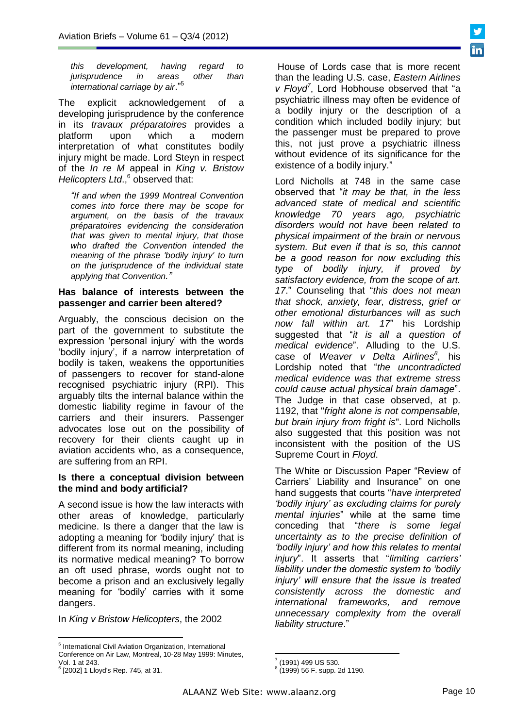*this development, having regard to jurisprudence in areas other than international carriage by air*."[5]

The explicit acknowledgement of a developing jurisprudence by the conference in its *travaux préparatoires* provides a platform upon which a modern interpretation of what constitutes bodily injury might be made. Lord Steyn in respect of the *In re M* appeal in *King v. Bristow Helicopters Ltd*.,[6] observed that:

> *"If and when the 1999 Montreal Convention comes into force there may be scope for argument, on the basis of the travaux préparatoires evidencing the consideration that was given to mental injury, that those who drafted the Convention intended the meaning of the phrase 'bodily injury' to turn on the jurisprudence of the individual state applying that Convention."*

**Has balance of interests between the passenger and carrier been altered?**

Arguably, the conscious decision on the part of the government to substitute the expression 'personal injury' with the words 'bodily injury', if a narrow interpretation of bodily is taken, weakens the opportunities of passengers to recover for stand-alone recognised psychiatric injury (RPI). This arguably tilts the internal balance within the domestic liability regime in favour of the carriers and their insurers. Passenger advocates lose out on the possibility of recovery for their clients caught up in aviation accidents who, as a consequence, are suffering from an RPI.

**Is there a conceptual division between the mind and body artificial?**

A second issue is how the law interacts with other areas of knowledge, particularly medicine. Is there a danger that the law is adopting a meaning for 'bodily injury' that is different from its normal meaning, including its normative medical meaning? To borrow an oft used phrase, words ought not to become a prison and an exclusively legally meaning for 'bodily' carries with it some dangers.

In *King v Bristow Helicopters*, the 2002 House of Lords case that is more recent than the leading U.S. case, *Eastern Airlines v Floyd*[7], Lord Hobhouse observed that "a psychiatric illness may often be evidence of a bodily injury or the description of a condition which included bodily injury; but the passenger must be prepared to prove this, not just prove a psychiatric illness without evidence of its significance for the existence of a bodily injury."

Lord Nicholls at 748 in the same case observed that "*it may be that, in the less advanced state of medical and scientific knowledge 70 years ago, psychiatric disorders would not have been related to physical impairment of the brain or nervous system. But even if that is so, this cannot be a good reason for now excluding this type of bodily injury, if proved by satisfactory evidence, from the scope of art. 17*." Counseling that "*this does not mean that shock, anxiety, fear, distress, grief or other emotional disturbances will as such now fall within art. 17*" his Lordship suggested that "*it is all a question of medical evidence*". Alluding to the U.S. case of *Weaver v Delta Airlines*[8], his Lordship noted that "*the uncontradicted medical evidence was that extreme stress could cause actual physical brain damage*". The Judge in that case observed, at p. 1192, that "*fright alone is not compensable, but brain injury from fright is*". Lord Nicholls also suggested that this position was not inconsistent with the position of the US Supreme Court in *Floyd*.

The White or Discussion Paper "Review of Carriers' Liability and Insurance" on one hand suggests that courts "*have interpreted 'bodily injury' as excluding claims for purely mental injuries*" while at the same time conceding that "*there is some legal uncertainty as to the precise definition of 'bodily injury' and how this relates to mental injury*". It asserts that "*limiting carriers' liability under the domestic system to 'bodily injury' will ensure that the issue is treated consistently across the domestic and international frameworks, and remove unnecessary complexity from the overall liability structure*."

---

[5] International Civil Aviation Organization, International Conference on Air Law, Montreal, 10-28 May 1999: Minutes, Vol. 1 at 243.

[6] [2002] 1 Lloyd's Rep. 745, at 31.

[7] (1991) 499 US 530.

[8] (1999) 56 F. supp. 2d 1190.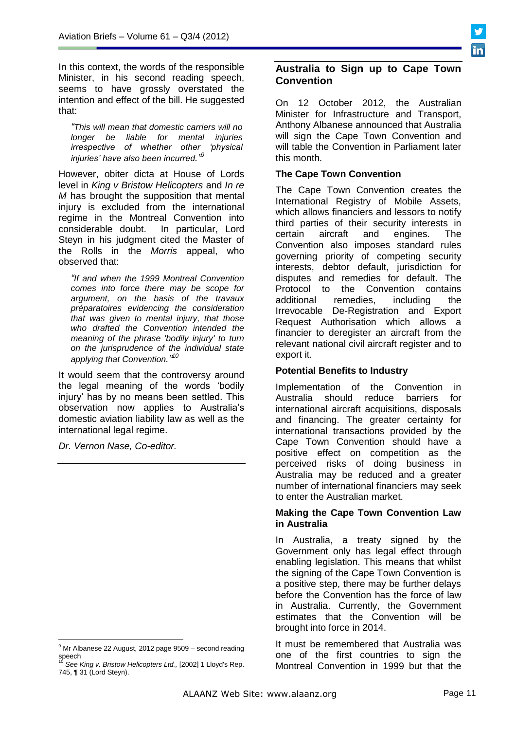In this context, the words of the responsible Minister, in his second reading speech, seems to have grossly overstated the intention and effect of the bill. He suggested that:

> *"This will mean that domestic carriers will no longer be liable for mental injuries irrespective of whether other 'physical injuries' have also been incurred."*[9]

However, obiter dicta at House of Lords level in *King v Bristow Helicopters* and *In re M* has brought the supposition that mental injury is excluded from the international regime in the Montreal Convention into considerable doubt. In particular, Lord Steyn in his judgment cited the Master of the Rolls in the *Morris* appeal, who observed that:

> *"If and when the 1999 Montreal Convention comes into force there may be scope for argument, on the basis of the travaux préparatoires evidencing the consideration that was given to mental injury, that those who drafted the Convention intended the meaning of the phrase 'bodily injury' to turn on the jurisprudence of the individual state applying that Convention."*[10]

It would seem that the controversy around the legal meaning of the words 'bodily injury' has by no means been settled. This observation now applies to Australia's domestic aviation liability law as well as the international legal regime.

*Dr. Vernon Nase, Co-editor.*

---

## Australia to Sign up to Cape Town Convention

On 12 October 2012, the Australian Minister for Infrastructure and Transport, Anthony Albanese announced that Australia will sign the Cape Town Convention and will table the Convention in Parliament later this month.

### The Cape Town Convention

The Cape Town Convention creates the International Registry of Mobile Assets, which allows financiers and lessors to notify third parties of their security interests in certain aircraft and engines. The Convention also imposes standard rules governing priority of competing security interests, debtor default, jurisdiction for disputes and remedies for default. The Protocol to the Convention contains additional remedies, including the Irrevocable De-Registration and Export Request Authorisation which allows a financier to deregister an aircraft from the relevant national civil aircraft register and to export it.

### Potential Benefits to Industry

Implementation of the Convention in Australia should reduce barriers for international aircraft acquisitions, disposals and financing. The greater certainty for international transactions provided by the Cape Town Convention should have a positive effect on competition as the perceived risks of doing business in Australia may be reduced and a greater number of international financiers may seek to enter the Australian market.

### Making the Cape Town Convention Law in Australia

In Australia, a treaty signed by the Government only has legal effect through enabling legislation. This means that whilst the signing of the Cape Town Convention is a positive step, there may be further delays before the Convention has the force of law in Australia. Currently, the Government estimates that the Convention will be brought into force in 2014.

It must be remembered that Australia was one of the first countries to sign the Montreal Convention in 1999 but that the

---

[9] Mr Albanese 22 August, 2012 page 9509 – second reading speech

[10] *See King v. Bristow Helicopters Ltd.,* [2002] 1 Lloyd's Rep. 745, ¶ 31 (Lord Steyn).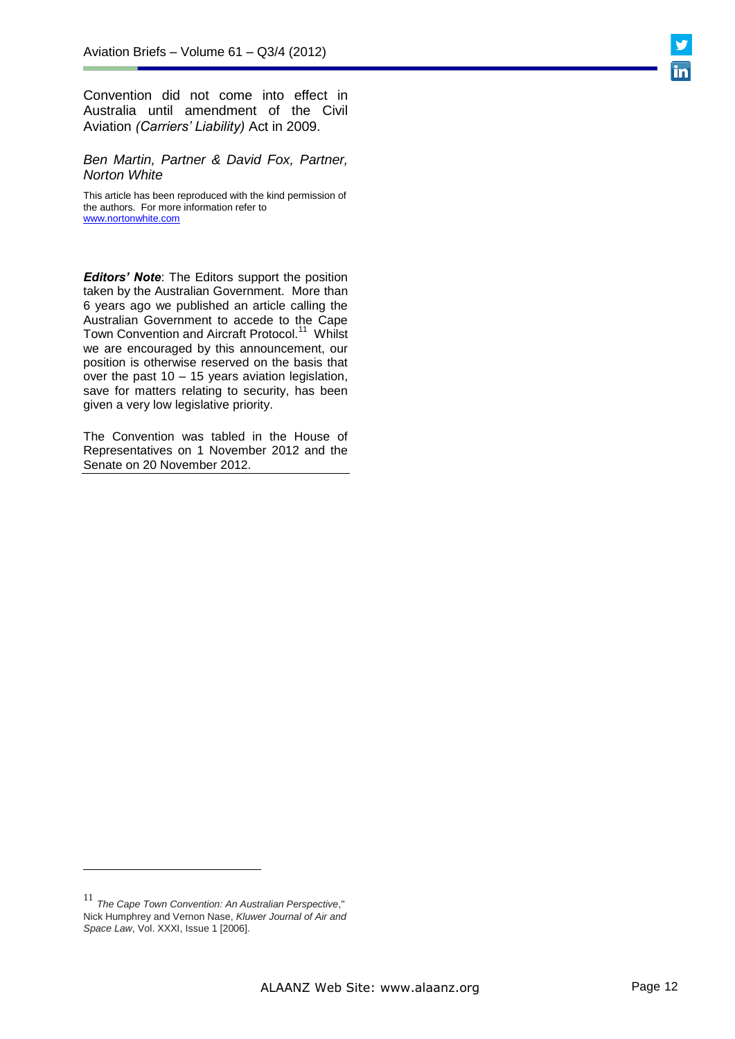Convention did not come into effect in Australia until amendment of the Civil Aviation *(Carriers' Liability)* Act in 2009.

*Ben Martin, Partner & David Fox, Partner, Norton White*

This article has been reproduced with the kind permission of the authors. For more information refer to www.nortonwhite.com

***Editors' Note***: The Editors support the position taken by the Australian Government. More than 6 years ago we published an article calling the Australian Government to accede to the Cape Town Convention and Aircraft Protocol.[11] Whilst we are encouraged by this announcement, our position is otherwise reserved on the basis that over the past 10 – 15 years aviation legislation, save for matters relating to security, has been given a very low legislative priority.

The Convention was tabled in the House of Representatives on 1 November 2012 and the Senate on 20 November 2012.

---

[11] *The Cape Town Convention: An Australian Perspective*," Nick Humphrey and Vernon Nase, *Kluwer Journal of Air and Space Law*, Vol. XXXI, Issue 1 [2006].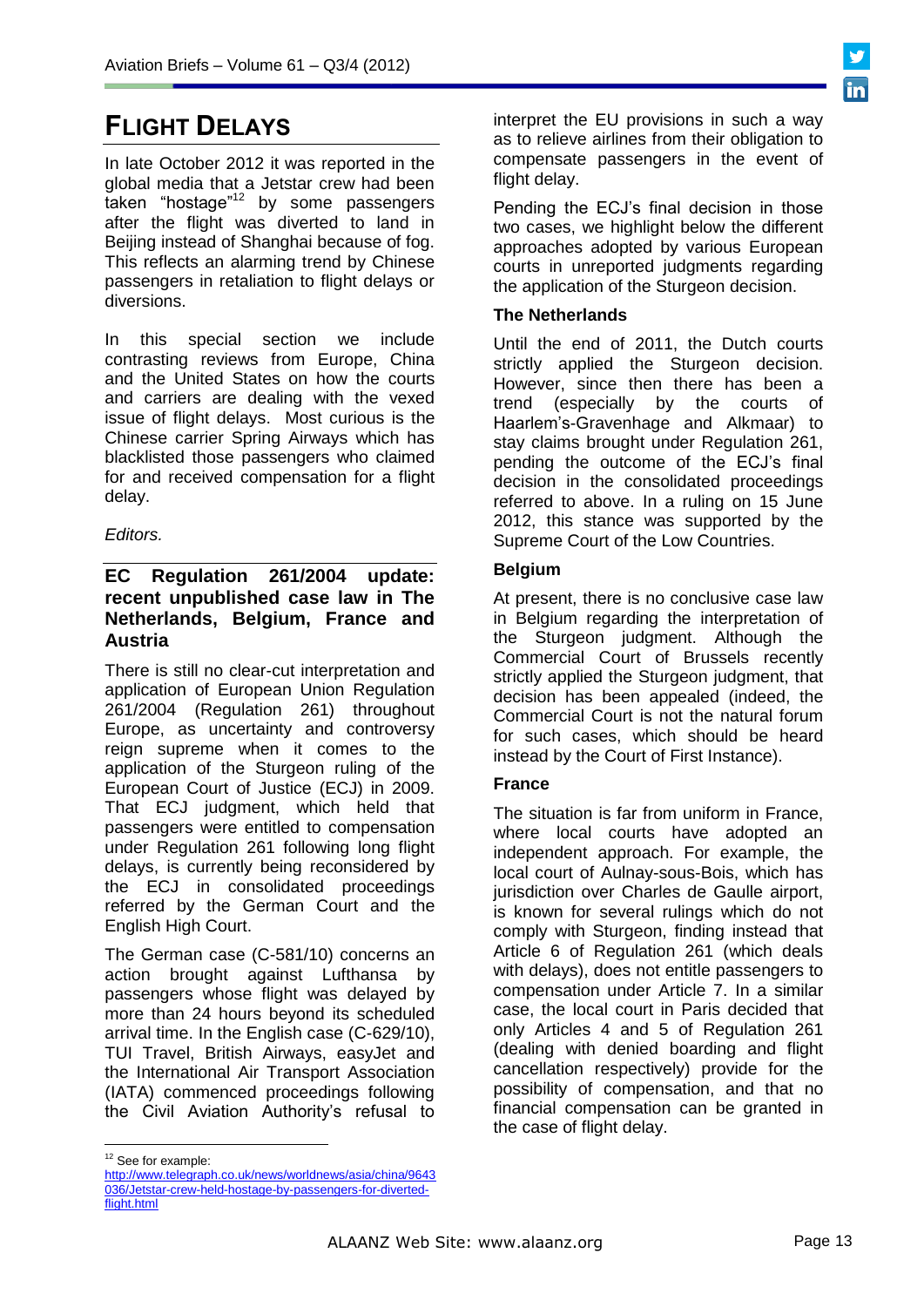# FLIGHT DELAYS

In late October 2012 it was reported in the global media that a Jetstar crew had been taken "hostage"[12] by some passengers after the flight was diverted to land in Beijing instead of Shanghai because of fog. This reflects an alarming trend by Chinese passengers in retaliation to flight delays or diversions.

In this special section we include contrasting reviews from Europe, China and the United States on how the courts and carriers are dealing with the vexed issue of flight delays. Most curious is the Chinese carrier Spring Airways which has blacklisted those passengers who claimed for and received compensation for a flight delay.

*Editors.*

## EC Regulation 261/2004 update: recent unpublished case law in The Netherlands, Belgium, France and Austria

There is still no clear-cut interpretation and application of European Union Regulation 261/2004 (Regulation 261) throughout Europe, as uncertainty and controversy reign supreme when it comes to the application of the Sturgeon ruling of the European Court of Justice (ECJ) in 2009. That ECJ judgment, which held that passengers were entitled to compensation under Regulation 261 following long flight delays, is currently being reconsidered by the ECJ in consolidated proceedings referred by the German Court and the English High Court.

The German case (C-581/10) concerns an action brought against Lufthansa by passengers whose flight was delayed by more than 24 hours beyond its scheduled arrival time. In the English case (C-629/10), TUI Travel, British Airways, easyJet and the International Air Transport Association (IATA) commenced proceedings following the Civil Aviation Authority's refusal to interpret the EU provisions in such a way as to relieve airlines from their obligation to compensate passengers in the event of flight delay.

Pending the ECJ's final decision in those two cases, we highlight below the different approaches adopted by various European courts in unreported judgments regarding the application of the Sturgeon decision.

### The Netherlands

Until the end of 2011, the Dutch courts strictly applied the Sturgeon decision. However, since then there has been a trend (especially by the courts of Haarlem's-Gravenhage and Alkmaar) to stay claims brought under Regulation 261, pending the outcome of the ECJ's final decision in the consolidated proceedings referred to above. In a ruling on 15 June 2012, this stance was supported by the Supreme Court of the Low Countries.

### Belgium

At present, there is no conclusive case law in Belgium regarding the interpretation of the Sturgeon judgment. Although the Commercial Court of Brussels recently strictly applied the Sturgeon judgment, that decision has been appealed (indeed, the Commercial Court is not the natural forum for such cases, which should be heard instead by the Court of First Instance).

### France

The situation is far from uniform in France, where local courts have adopted an independent approach. For example, the local court of Aulnay-sous-Bois, which has jurisdiction over Charles de Gaulle airport, is known for several rulings which do not comply with Sturgeon, finding instead that Article 6 of Regulation 261 (which deals with delays), does not entitle passengers to compensation under Article 7. In a similar case, the local court in Paris decided that only Articles 4 and 5 of Regulation 261 (dealing with denied boarding and flight cancellation respectively) provide for the possibility of compensation, and that no financial compensation can be granted in the case of flight delay.

---

[12] See for example: http://www.telegraph.co.uk/news/worldnews/asia/china/9643036/Jetstar-crew-held-hostage-by-passengers-for-diverted-flight.html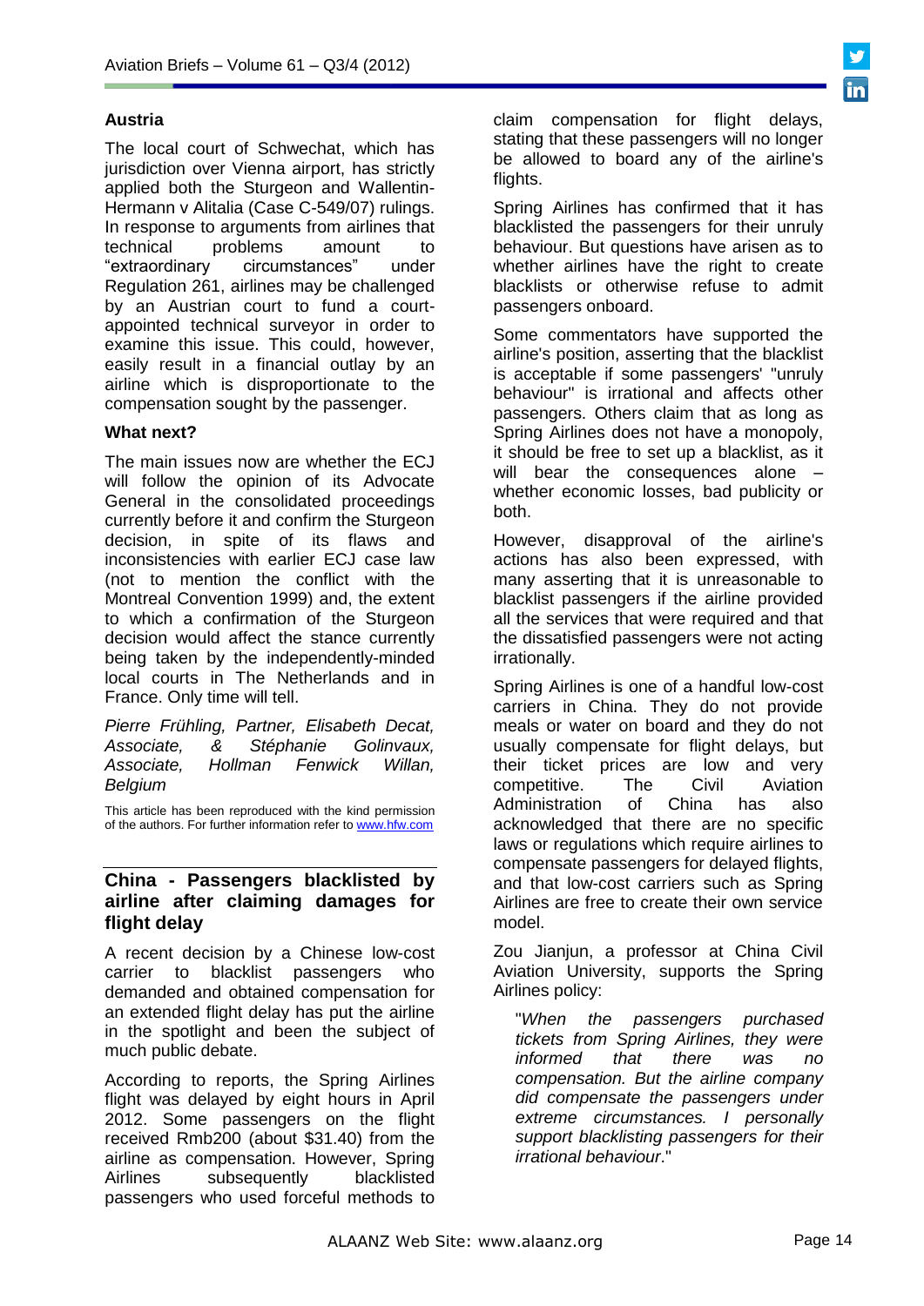### Austria

The local court of Schwechat, which has jurisdiction over Vienna airport, has strictly applied both the Sturgeon and Wallentin-Hermann v Alitalia (Case C-549/07) rulings. In response to arguments from airlines that technical problems amount to "extraordinary circumstances" under Regulation 261, airlines may be challenged by an Austrian court to fund a court-appointed technical surveyor in order to examine this issue. This could, however, easily result in a financial outlay by an airline which is disproportionate to the compensation sought by the passenger.

### What next?

The main issues now are whether the ECJ will follow the opinion of its Advocate General in the consolidated proceedings currently before it and confirm the Sturgeon decision, in spite of its flaws and inconsistencies with earlier ECJ case law (not to mention the conflict with the Montreal Convention 1999) and, the extent to which a confirmation of the Sturgeon decision would affect the stance currently being taken by the independently-minded local courts in The Netherlands and in France. Only time will tell.

*Pierre Frühling, Partner, Elisabeth Decat, Associate, & Stéphanie Golinvaux, Associate, Hollman Fenwick Willan, Belgium*

This article has been reproduced with the kind permission of the authors. For further information refer to www.hfw.com

## China - Passengers blacklisted by airline after claiming damages for flight delay

A recent decision by a Chinese low-cost carrier to blacklist passengers who demanded and obtained compensation for an extended flight delay has put the airline in the spotlight and been the subject of much public debate.

According to reports, the Spring Airlines flight was delayed by eight hours in April 2012. Some passengers on the flight received Rmb200 (about $31.40) from the airline as compensation. However, Spring Airlines subsequently blacklisted passengers who used forceful methods to claim compensation for flight delays, stating that these passengers will no longer be allowed to board any of the airline's flights.

Spring Airlines has confirmed that it has blacklisted the passengers for their unruly behaviour. But questions have arisen as to whether airlines have the right to create blacklists or otherwise refuse to admit passengers onboard.

Some commentators have supported the airline's position, asserting that the blacklist is acceptable if some passengers' "unruly behaviour" is irrational and affects other passengers. Others claim that as long as Spring Airlines does not have a monopoly, it should be free to set up a blacklist, as it will bear the consequences alone – whether economic losses, bad publicity or both.

However, disapproval of the airline's actions has also been expressed, with many asserting that it is unreasonable to blacklist passengers if the airline provided all the services that were required and that the dissatisfied passengers were not acting irrationally.

Spring Airlines is one of a handful low-cost carriers in China. They do not provide meals or water on board and they do not usually compensate for flight delays, but their ticket prices are low and very competitive. The Civil Aviation Administration of China has also acknowledged that there are no specific laws or regulations which require airlines to compensate passengers for delayed flights, and that low-cost carriers such as Spring Airlines are free to create their own service model.

Zou Jianjun, a professor at China Civil Aviation University, supports the Spring Airlines policy:

> "*When the passengers purchased tickets from Spring Airlines, they were informed that there was no compensation. But the airline company did compensate the passengers under extreme circumstances. I personally support blacklisting passengers for their irrational behaviour*."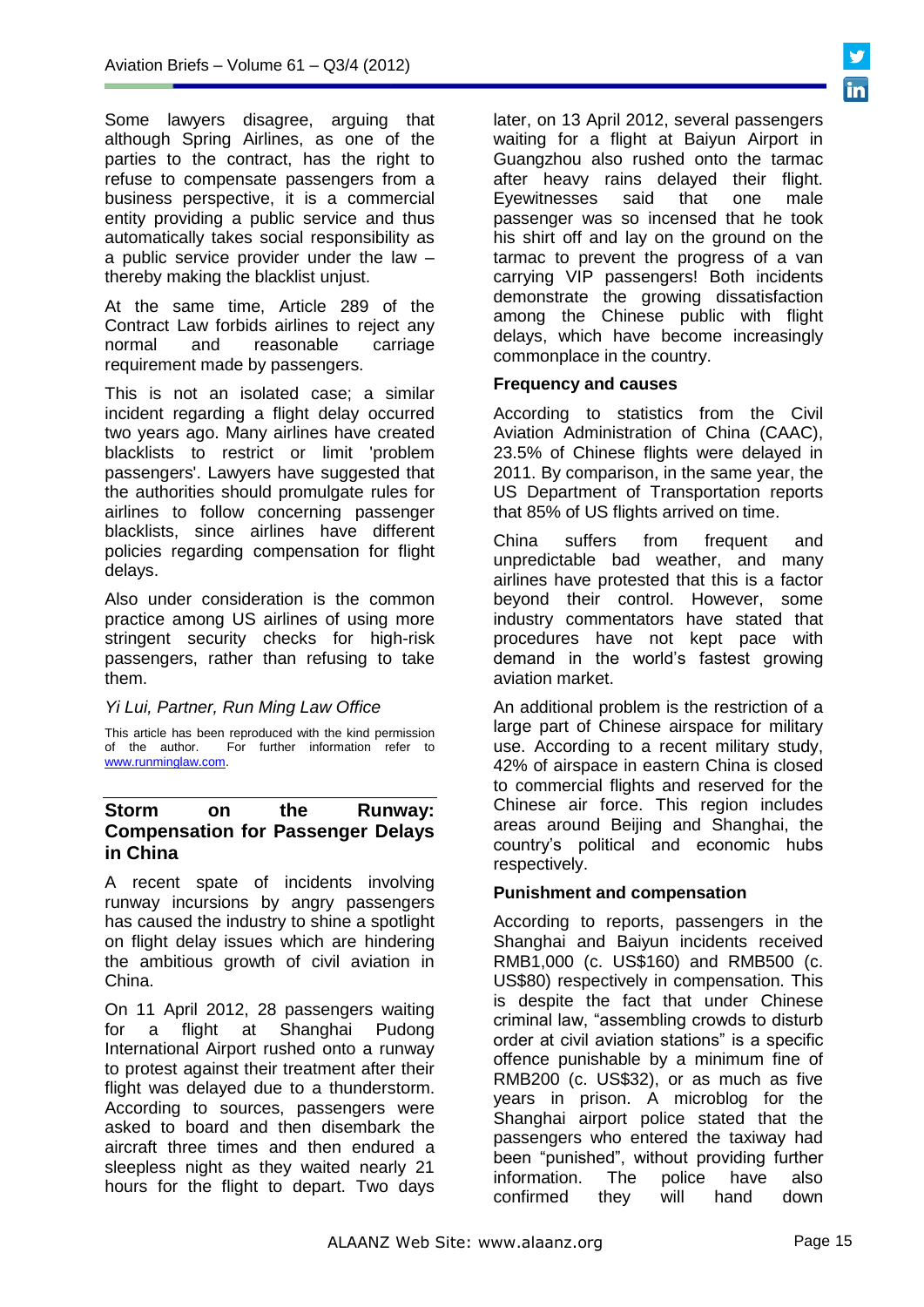Some lawyers disagree, arguing that although Spring Airlines, as one of the parties to the contract, has the right to refuse to compensate passengers from a business perspective, it is a commercial entity providing a public service and thus automatically takes social responsibility as a public service provider under the law – thereby making the blacklist unjust.

At the same time, Article 289 of the Contract Law forbids airlines to reject any normal and reasonable carriage requirement made by passengers.

This is not an isolated case; a similar incident regarding a flight delay occurred two years ago. Many airlines have created blacklists to restrict or limit 'problem passengers'. Lawyers have suggested that the authorities should promulgate rules for airlines to follow concerning passenger blacklists, since airlines have different policies regarding compensation for flight delays.

Also under consideration is the common practice among US airlines of using more stringent security checks for high-risk passengers, rather than refusing to take them.

*Yi Lui, Partner, Run Ming Law Office*

This article has been reproduced with the kind permission of the author. For further information refer to www.runminglaw.com.

## Storm on the Runway: Compensation for Passenger Delays in China

A recent spate of incidents involving runway incursions by angry passengers has caused the industry to shine a spotlight on flight delay issues which are hindering the ambitious growth of civil aviation in China.

On 11 April 2012, 28 passengers waiting for a flight at Shanghai Pudong International Airport rushed onto a runway to protest against their treatment after their flight was delayed due to a thunderstorm. According to sources, passengers were asked to board and then disembark the aircraft three times and then endured a sleepless night as they waited nearly 21 hours for the flight to depart. Two days later, on 13 April 2012, several passengers waiting for a flight at Baiyun Airport in Guangzhou also rushed onto the tarmac after heavy rains delayed their flight. Eyewitnesses said that one male passenger was so incensed that he took his shirt off and lay on the ground on the tarmac to prevent the progress of a van carrying VIP passengers! Both incidents demonstrate the growing dissatisfaction among the Chinese public with flight delays, which have become increasingly commonplace in the country.

### Frequency and causes

According to statistics from the Civil Aviation Administration of China (CAAC), 23.5% of Chinese flights were delayed in 2011. By comparison, in the same year, the US Department of Transportation reports that 85% of US flights arrived on time.

China suffers from frequent and unpredictable bad weather, and many airlines have protested that this is a factor beyond their control. However, some industry commentators have stated that procedures have not kept pace with demand in the world's fastest growing aviation market.

An additional problem is the restriction of a large part of Chinese airspace for military use. According to a recent military study, 42% of airspace in eastern China is closed to commercial flights and reserved for the Chinese air force. This region includes areas around Beijing and Shanghai, the country's political and economic hubs respectively.

### Punishment and compensation

According to reports, passengers in the Shanghai and Baiyun incidents received RMB1,000 (c. US$160) and RMB500 (c. US$80) respectively in compensation. This is despite the fact that under Chinese criminal law, "assembling crowds to disturb order at civil aviation stations" is a specific offence punishable by a minimum fine of RMB200 (c. US$32), or as much as five years in prison. A microblog for the Shanghai airport police stated that the passengers who entered the taxiway had been "punished", without providing further information. The police have also confirmed they will hand down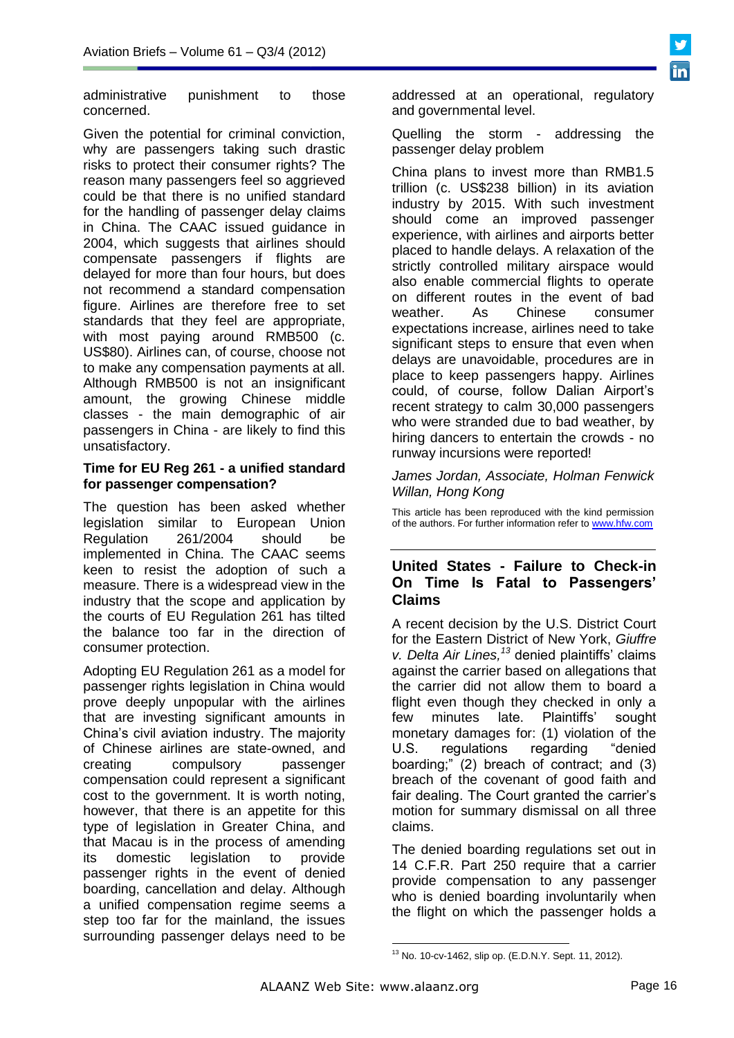administrative punishment to those concerned.

Given the potential for criminal conviction, why are passengers taking such drastic risks to protect their consumer rights? The reason many passengers feel so aggrieved could be that there is no unified standard for the handling of passenger delay claims in China. The CAAC issued guidance in 2004, which suggests that airlines should compensate passengers if flights are delayed for more than four hours, but does not recommend a standard compensation figure. Airlines are therefore free to set standards that they feel are appropriate, with most paying around RMB500 (c. US$80). Airlines can, of course, choose not to make any compensation payments at all. Although RMB500 is not an insignificant amount, the growing Chinese middle classes - the main demographic of air passengers in China - are likely to find this unsatisfactory.

**Time for EU Reg 261 - a unified standard for passenger compensation?**

The question has been asked whether legislation similar to European Union Regulation 261/2004 should be implemented in China. The CAAC seems keen to resist the adoption of such a measure. There is a widespread view in the industry that the scope and application by the courts of EU Regulation 261 has tilted the balance too far in the direction of consumer protection.

Adopting EU Regulation 261 as a model for passenger rights legislation in China would prove deeply unpopular with the airlines that are investing significant amounts in China's civil aviation industry. The majority of Chinese airlines are state-owned, and creating compulsory passenger compensation could represent a significant cost to the government. It is worth noting, however, that there is an appetite for this type of legislation in Greater China, and that Macau is in the process of amending its domestic legislation to provide passenger rights in the event of denied boarding, cancellation and delay. Although a unified compensation regime seems a step too far for the mainland, the issues surrounding passenger delays need to be addressed at an operational, regulatory and governmental level.

Quelling the storm - addressing the passenger delay problem

China plans to invest more than RMB1.5 trillion (c. US$238 billion) in its aviation industry by 2015. With such investment should come an improved passenger experience, with airlines and airports better placed to handle delays. A relaxation of the strictly controlled military airspace would also enable commercial flights to operate on different routes in the event of bad weather. As Chinese consumer expectations increase, airlines need to take significant steps to ensure that even when delays are unavoidable, procedures are in place to keep passengers happy. Airlines could, of course, follow Dalian Airport's recent strategy to calm 30,000 passengers who were stranded due to bad weather, by hiring dancers to entertain the crowds - no runway incursions were reported!

*James Jordan, Associate, Holman Fenwick Willan, Hong Kong*

This article has been reproduced with the kind permission of the authors. For further information refer to www.hfw.com

## United States - Failure to Check-in On Time Is Fatal to Passengers' Claims

A recent decision by the U.S. District Court for the Eastern District of New York, *Giuffre v. Delta Air Lines,*[13] denied plaintiffs' claims against the carrier based on allegations that the carrier did not allow them to board a flight even though they checked in only a few minutes late. Plaintiffs' sought monetary damages for: (1) violation of the U.S. regulations regarding "denied boarding;" (2) breach of contract; and (3) breach of the covenant of good faith and fair dealing. The Court granted the carrier's motion for summary dismissal on all three claims.

The denied boarding regulations set out in 14 C.F.R. Part 250 require that a carrier provide compensation to any passenger who is denied boarding involuntarily when the flight on which the passenger holds a

[13] No. 10-cv-1462, slip op. (E.D.N.Y. Sept. 11, 2012).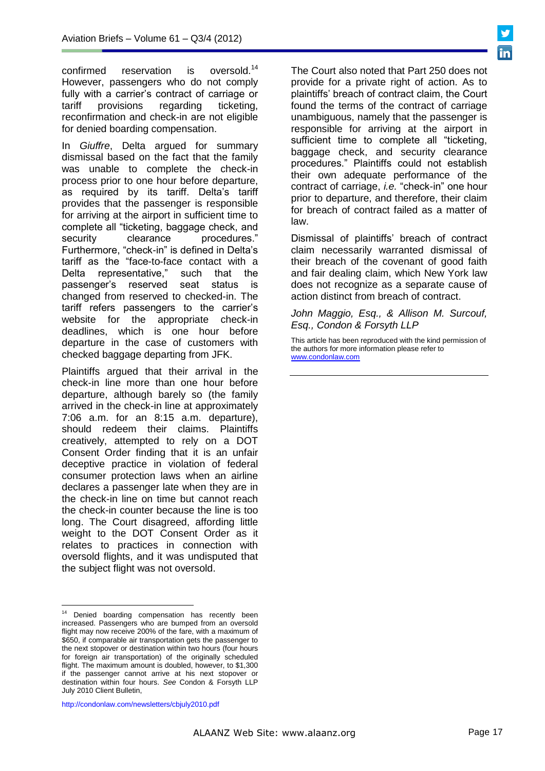confirmed reservation is oversold.[14] However, passengers who do not comply fully with a carrier's contract of carriage or tariff provisions regarding ticketing, reconfirmation and check-in are not eligible for denied boarding compensation.

In *Giuffre*, Delta argued for summary dismissal based on the fact that the family was unable to complete the check-in process prior to one hour before departure, as required by its tariff. Delta's tariff provides that the passenger is responsible for arriving at the airport in sufficient time to complete all "ticketing, baggage check, and security clearance procedures." Furthermore, "check-in" is defined in Delta's tariff as the "face-to-face contact with a Delta representative," such that the passenger's reserved seat status is changed from reserved to checked-in. The tariff refers passengers to the carrier's website for the appropriate check-in deadlines, which is one hour before departure in the case of customers with checked baggage departing from JFK.

Plaintiffs argued that their arrival in the check-in line more than one hour before departure, although barely so (the family arrived in the check-in line at approximately 7:06 a.m. for an 8:15 a.m. departure), should redeem their claims. Plaintiffs creatively, attempted to rely on a DOT Consent Order finding that it is an unfair deceptive practice in violation of federal consumer protection laws when an airline declares a passenger late when they are in the check-in line on time but cannot reach the check-in counter because the line is too long. The Court disagreed, affording little weight to the DOT Consent Order as it relates to practices in connection with oversold flights, and it was undisputed that the subject flight was not oversold.

The Court also noted that Part 250 does not provide for a private right of action. As to plaintiffs' breach of contract claim, the Court found the terms of the contract of carriage unambiguous, namely that the passenger is responsible for arriving at the airport in sufficient time to complete all "ticketing, baggage check, and security clearance procedures." Plaintiffs could not establish their own adequate performance of the contract of carriage, *i.e.* "check-in" one hour prior to departure, and therefore, their claim for breach of contract failed as a matter of law.

Dismissal of plaintiffs' breach of contract claim necessarily warranted dismissal of their breach of the covenant of good faith and fair dealing claim, which New York law does not recognize as a separate cause of action distinct from breach of contract.

*John Maggio, Esq., & Allison M. Surcouf, Esq., Condon & Forsyth LLP*

This article has been reproduced with the kind permission of the authors for more information please refer to www.condonlaw.com

---

[14] Denied boarding compensation has recently been increased. Passengers who are bumped from an oversold flight may now receive 200% of the fare, with a maximum of $650, if comparable air transportation gets the passenger to the next stopover or destination within two hours (four hours for foreign air transportation) of the originally scheduled flight. The maximum amount is doubled, however, to $1,300 if the passenger cannot arrive at his next stopover or destination within four hours. *See* Condon & Forsyth LLP July 2010 Client Bulletin,

http://condonlaw.com/newsletters/cbjuly2010.pdf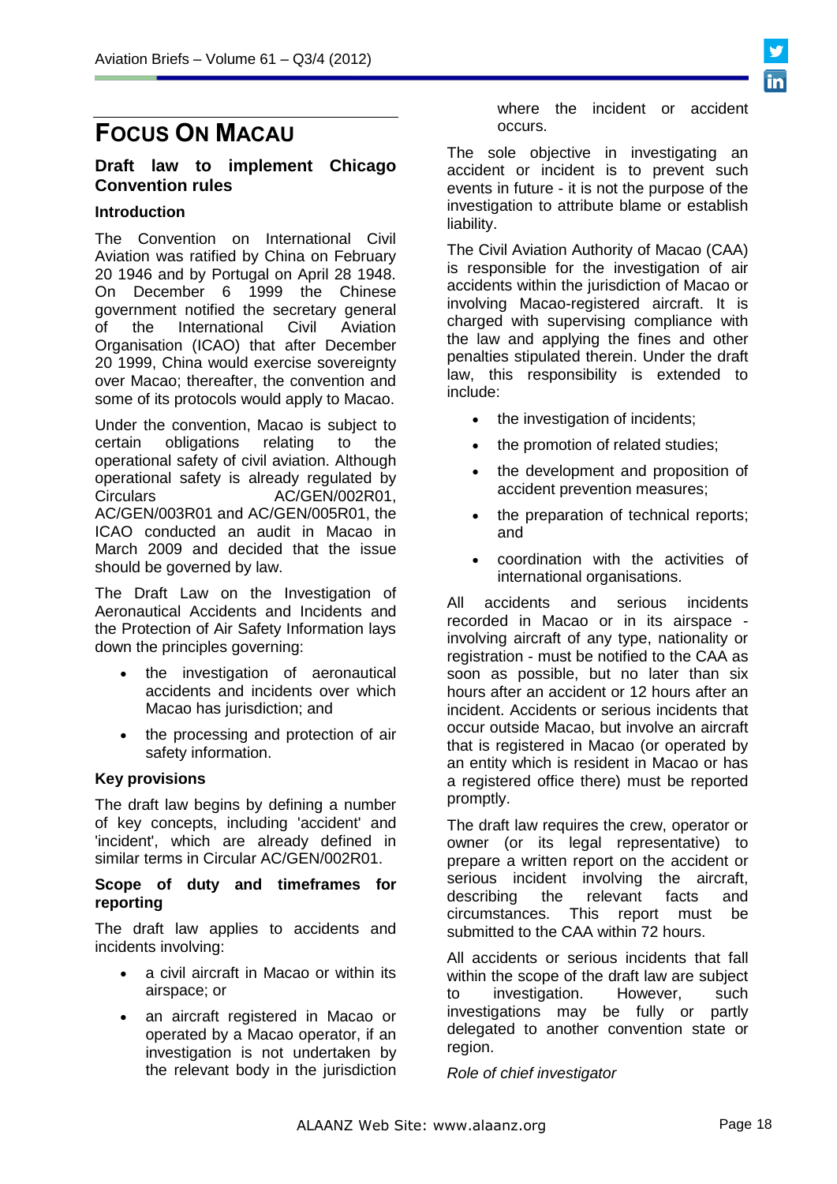# FOCUS ON MACAU

## Draft law to implement Chicago Convention rules

### Introduction

The Convention on International Civil Aviation was ratified by China on February 20 1946 and by Portugal on April 28 1948. On December 6 1999 the Chinese government notified the secretary general of the International Civil Aviation Organisation (ICAO) that after December 20 1999, China would exercise sovereignty over Macao; thereafter, the convention and some of its protocols would apply to Macao.

Under the convention, Macao is subject to certain obligations relating to the operational safety of civil aviation. Although operational safety is already regulated by Circulars AC/GEN/002R01, AC/GEN/003R01 and AC/GEN/005R01, the ICAO conducted an audit in Macao in March 2009 and decided that the issue should be governed by law.

The Draft Law on the Investigation of Aeronautical Accidents and Incidents and the Protection of Air Safety Information lays down the principles governing:

- the investigation of aeronautical accidents and incidents over which Macao has jurisdiction; and
- the processing and protection of air safety information.

### Key provisions

The draft law begins by defining a number of key concepts, including 'accident' and 'incident', which are already defined in similar terms in Circular AC/GEN/002R01.

### Scope of duty and timeframes for reporting

The draft law applies to accidents and incidents involving:

- a civil aircraft in Macao or within its airspace; or
- an aircraft registered in Macao or operated by a Macao operator, if an investigation is not undertaken by the relevant body in the jurisdiction where the incident or accident occurs.

The sole objective in investigating an accident or incident is to prevent such events in future - it is not the purpose of the investigation to attribute blame or establish liability.

The Civil Aviation Authority of Macao (CAA) is responsible for the investigation of air accidents within the jurisdiction of Macao or involving Macao-registered aircraft. It is charged with supervising compliance with the law and applying the fines and other penalties stipulated therein. Under the draft law, this responsibility is extended to include:

- the investigation of incidents;
- the promotion of related studies;
- the development and proposition of accident prevention measures;
- the preparation of technical reports; and
- coordination with the activities of international organisations.

All accidents and serious incidents recorded in Macao or in its airspace - involving aircraft of any type, nationality or registration - must be notified to the CAA as soon as possible, but no later than six hours after an accident or 12 hours after an incident. Accidents or serious incidents that occur outside Macao, but involve an aircraft that is registered in Macao (or operated by an entity which is resident in Macao or has a registered office there) must be reported promptly.

The draft law requires the crew, operator or owner (or its legal representative) to prepare a written report on the accident or serious incident involving the aircraft, describing the relevant facts and circumstances. This report must be submitted to the CAA within 72 hours.

All accidents or serious incidents that fall within the scope of the draft law are subject to investigation. However, such investigations may be fully or partly delegated to another convention state or region.

*Role of chief investigator*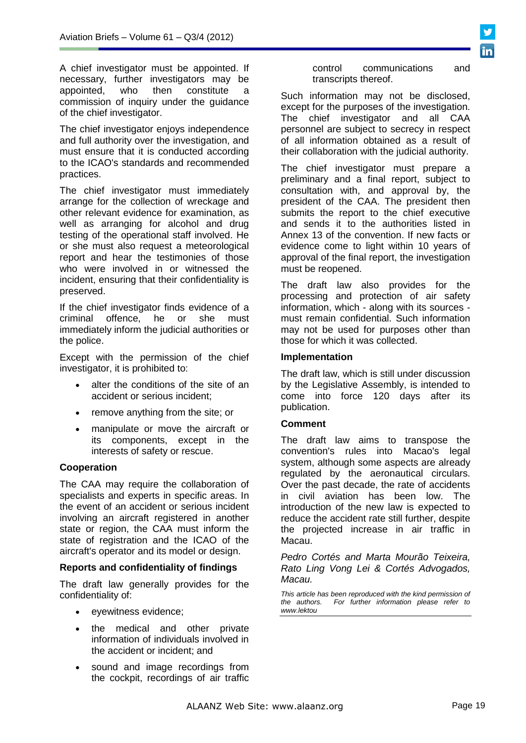A chief investigator must be appointed. If necessary, further investigators may be appointed, who then constitute a commission of inquiry under the guidance of the chief investigator.

The chief investigator enjoys independence and full authority over the investigation, and must ensure that it is conducted according to the ICAO's standards and recommended practices.

The chief investigator must immediately arrange for the collection of wreckage and other relevant evidence for examination, as well as arranging for alcohol and drug testing of the operational staff involved. He or she must also request a meteorological report and hear the testimonies of those who were involved in or witnessed the incident, ensuring that their confidentiality is preserved.

If the chief investigator finds evidence of a criminal offence, he or she must immediately inform the judicial authorities or the police.

Except with the permission of the chief investigator, it is prohibited to:

- alter the conditions of the site of an accident or serious incident;
- remove anything from the site; or
- manipulate or move the aircraft or its components, except in the interests of safety or rescue.

**Cooperation**

The CAA may require the collaboration of specialists and experts in specific areas. In the event of an accident or serious incident involving an aircraft registered in another state or region, the CAA must inform the state of registration and the ICAO of the aircraft's operator and its model or design.

**Reports and confidentiality of findings**

The draft law generally provides for the confidentiality of:

- eyewitness evidence;
- the medical and other private information of individuals involved in the accident or incident; and
- sound and image recordings from the cockpit, recordings of air traffic control communications and transcripts thereof.

Such information may not be disclosed, except for the purposes of the investigation. The chief investigator and all CAA personnel are subject to secrecy in respect of all information obtained as a result of their collaboration with the judicial authority.

The chief investigator must prepare a preliminary and a final report, subject to consultation with, and approval by, the president of the CAA. The president then submits the report to the chief executive and sends it to the authorities listed in Annex 13 of the convention. If new facts or evidence come to light within 10 years of approval of the final report, the investigation must be reopened.

The draft law also provides for the processing and protection of air safety information, which - along with its sources - must remain confidential. Such information may not be used for purposes other than those for which it was collected.

**Implementation**

The draft law, which is still under discussion by the Legislative Assembly, is intended to come into force 120 days after its publication.

**Comment**

The draft law aims to transpose the convention's rules into Macao's legal system, although some aspects are already regulated by the aeronautical circulars. Over the past decade, the rate of accidents in civil aviation has been low. The introduction of the new law is expected to reduce the accident rate still further, despite the projected increase in air traffic in Macau.

*Pedro Cortés and Marta Mourão Teixeira, Rato Ling Vong Lei & Cortés Advogados, Macau.*

*This article has been reproduced with the kind permission of the authors. For further information please refer to www.lektou*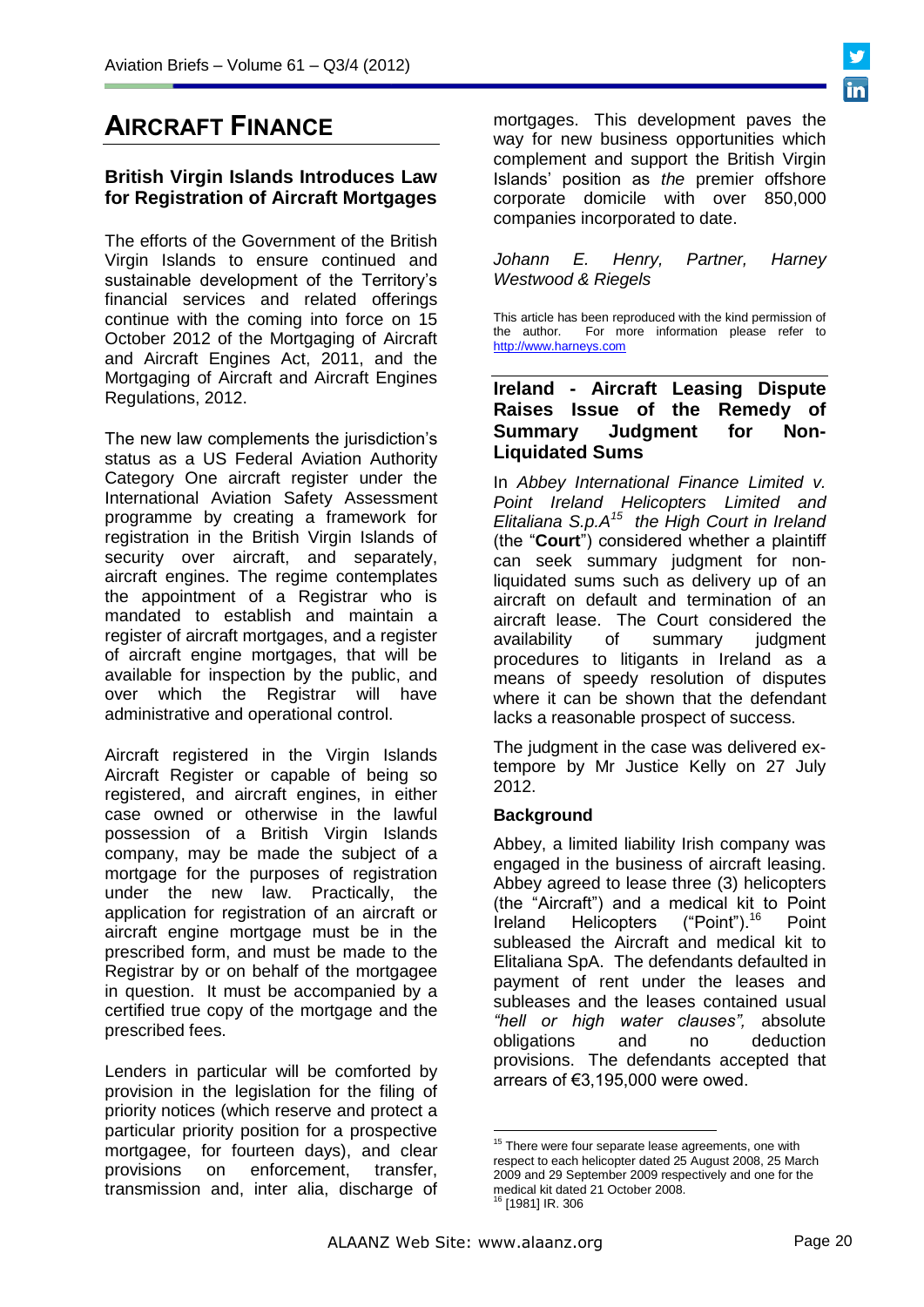# AIRCRAFT FINANCE

### British Virgin Islands Introduces Law for Registration of Aircraft Mortgages

The efforts of the Government of the British Virgin Islands to ensure continued and sustainable development of the Territory's financial services and related offerings continue with the coming into force on 15 October 2012 of the Mortgaging of Aircraft and Aircraft Engines Act, 2011, and the Mortgaging of Aircraft and Aircraft Engines Regulations, 2012.

The new law complements the jurisdiction's status as a US Federal Aviation Authority Category One aircraft register under the International Aviation Safety Assessment programme by creating a framework for registration in the British Virgin Islands of security over aircraft, and separately, aircraft engines. The regime contemplates the appointment of a Registrar who is mandated to establish and maintain a register of aircraft mortgages, and a register of aircraft engine mortgages, that will be available for inspection by the public, and over which the Registrar will have administrative and operational control.

Aircraft registered in the Virgin Islands Aircraft Register or capable of being so registered, and aircraft engines, in either case owned or otherwise in the lawful possession of a British Virgin Islands company, may be made the subject of a mortgage for the purposes of registration under the new law. Practically, the application for registration of an aircraft or aircraft engine mortgage must be in the prescribed form, and must be made to the Registrar by or on behalf of the mortgagee in question. It must be accompanied by a certified true copy of the mortgage and the prescribed fees.

Lenders in particular will be comforted by provision in the legislation for the filing of priority notices (which reserve and protect a particular priority position for a prospective mortgagee, for fourteen days), and clear provisions on enforcement, transfer, transmission and, inter alia, discharge of mortgages. This development paves the way for new business opportunities which complement and support the British Virgin Islands' position as *the* premier offshore corporate domicile with over 850,000 companies incorporated to date.

*Johann E. Henry, Partner, Harney Westwood & Riegels*

This article has been reproduced with the kind permission of the author. For more information please refer to http://www.harneys.com

### Ireland - Aircraft Leasing Dispute Raises Issue of the Remedy of Summary Judgment for Non-Liquidated Sums

In *Abbey International Finance Limited v. Point Ireland Helicopters Limited and Elitaliana S.p.A*[15] *the High Court in Ireland* (the "**Court**") considered whether a plaintiff can seek summary judgment for non-liquidated sums such as delivery up of an aircraft on default and termination of an aircraft lease. The Court considered the availability of summary judgment procedures to litigants in Ireland as a means of speedy resolution of disputes where it can be shown that the defendant lacks a reasonable prospect of success.

The judgment in the case was delivered ex-tempore by Mr Justice Kelly on 27 July 2012.

#### Background

Abbey, a limited liability Irish company was engaged in the business of aircraft leasing. Abbey agreed to lease three (3) helicopters (the "Aircraft") and a medical kit to Point Ireland Helicopters ("Point").[16] Point subleased the Aircraft and medical kit to Elitaliana SpA. The defendants defaulted in payment of rent under the leases and subleases and the leases contained usual *"hell or high water clauses",* absolute obligations and no deduction provisions. The defendants accepted that arrears of €3,195,000 were owed.

---

[15] There were four separate lease agreements, one with respect to each helicopter dated 25 August 2008, 25 March 2009 and 29 September 2009 respectively and one for the medical kit dated 21 October 2008.

[16] [1981] IR. 306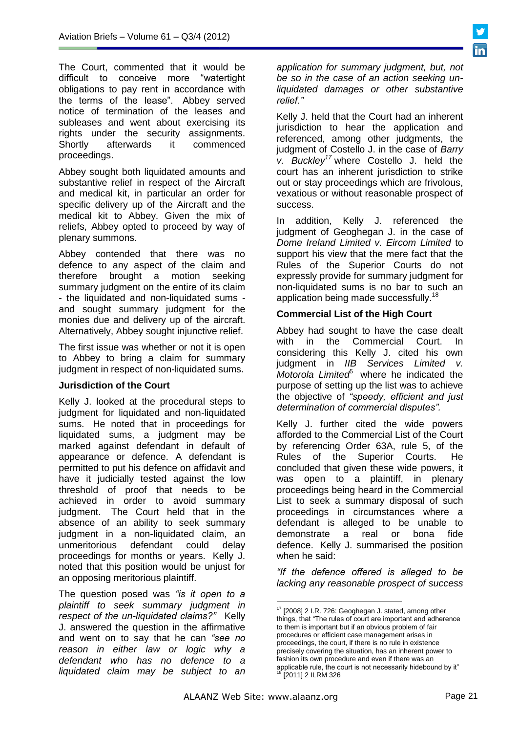The Court, commented that it would be difficult to conceive more "watertight obligations to pay rent in accordance with the terms of the lease". Abbey served notice of termination of the leases and subleases and went about exercising its rights under the security assignments. Shortly afterwards it commenced proceedings.

Abbey sought both liquidated amounts and substantive relief in respect of the Aircraft and medical kit, in particular an order for specific delivery up of the Aircraft and the medical kit to Abbey. Given the mix of reliefs, Abbey opted to proceed by way of plenary summons.

Abbey contended that there was no defence to any aspect of the claim and therefore brought a motion seeking summary judgment on the entire of its claim - the liquidated and non-liquidated sums - and sought summary judgment for the monies due and delivery up of the aircraft. Alternatively, Abbey sought injunctive relief.

The first issue was whether or not it is open to Abbey to bring a claim for summary judgment in respect of non-liquidated sums.

**Jurisdiction of the Court**

Kelly J. looked at the procedural steps to judgment for liquidated and non-liquidated sums. He noted that in proceedings for liquidated sums, a judgment may be marked against defendant in default of appearance or defence. A defendant is permitted to put his defence on affidavit and have it judicially tested against the low threshold of proof that needs to be achieved in order to avoid summary judgment. The Court held that in the absence of an ability to seek summary judgment in a non-liquidated claim, an unmeritorious defendant could delay proceedings for months or years. Kelly J. noted that this position would be unjust for an opposing meritorious plaintiff.

The question posed was *"is it open to a plaintiff to seek summary judgment in respect of the un-liquidated claims?"* Kelly J. answered the question in the affirmative and went on to say that he can *"see no reason in either law or logic why a defendant who has no defence to a liquidated claim may be subject to an application for summary judgment, but, not be so in the case of an action seeking un-liquidated damages or other substantive relief."*

Kelly J. held that the Court had an inherent jurisdiction to hear the application and referenced, among other judgments, the judgment of Costello J. in the case of *Barry v. Buckley*[17] where Costello J. held the court has an inherent jurisdiction to strike out or stay proceedings which are frivolous, vexatious or without reasonable prospect of success.

In addition, Kelly J. referenced the judgment of Geoghegan J. in the case of *Dome Ireland Limited v. Eircom Limited* to support his view that the mere fact that the Rules of the Superior Courts do not expressly provide for summary judgment for non-liquidated sums is no bar to such an application being made successfully.[18]

**Commercial List of the High Court**

Abbey had sought to have the case dealt with in the Commercial Court. In considering this Kelly J. cited his own judgment in *IIB Services Limited v. Motorola Limited*[5] where he indicated the purpose of setting up the list was to achieve the objective of *"speedy, efficient and just determination of commercial disputes".*

Kelly J. further cited the wide powers afforded to the Commercial List of the Court by referencing Order 63A, rule 5, of the Rules of the Superior Courts. He concluded that given these wide powers, it was open to a plaintiff, in plenary proceedings being heard in the Commercial List to seek a summary disposal of such proceedings in circumstances where a defendant is alleged to be unable to demonstrate a real or bona fide defence. Kelly J. summarised the position when he said:

*"If the defence offered is alleged to be lacking any reasonable prospect of success*

---

[17] [2008] 2 I.R. 726: Geoghegan J. stated, among other things, that "The rules of court are important and adherence to them is important but if an obvious problem of fair procedures or efficient case management arises in proceedings, the court, if there is no rule in existence precisely covering the situation, has an inherent power to fashion its own procedure and even if there was an applicable rule, the court is not necessarily hidebound by it"

[18] [2011] 2 ILRM 326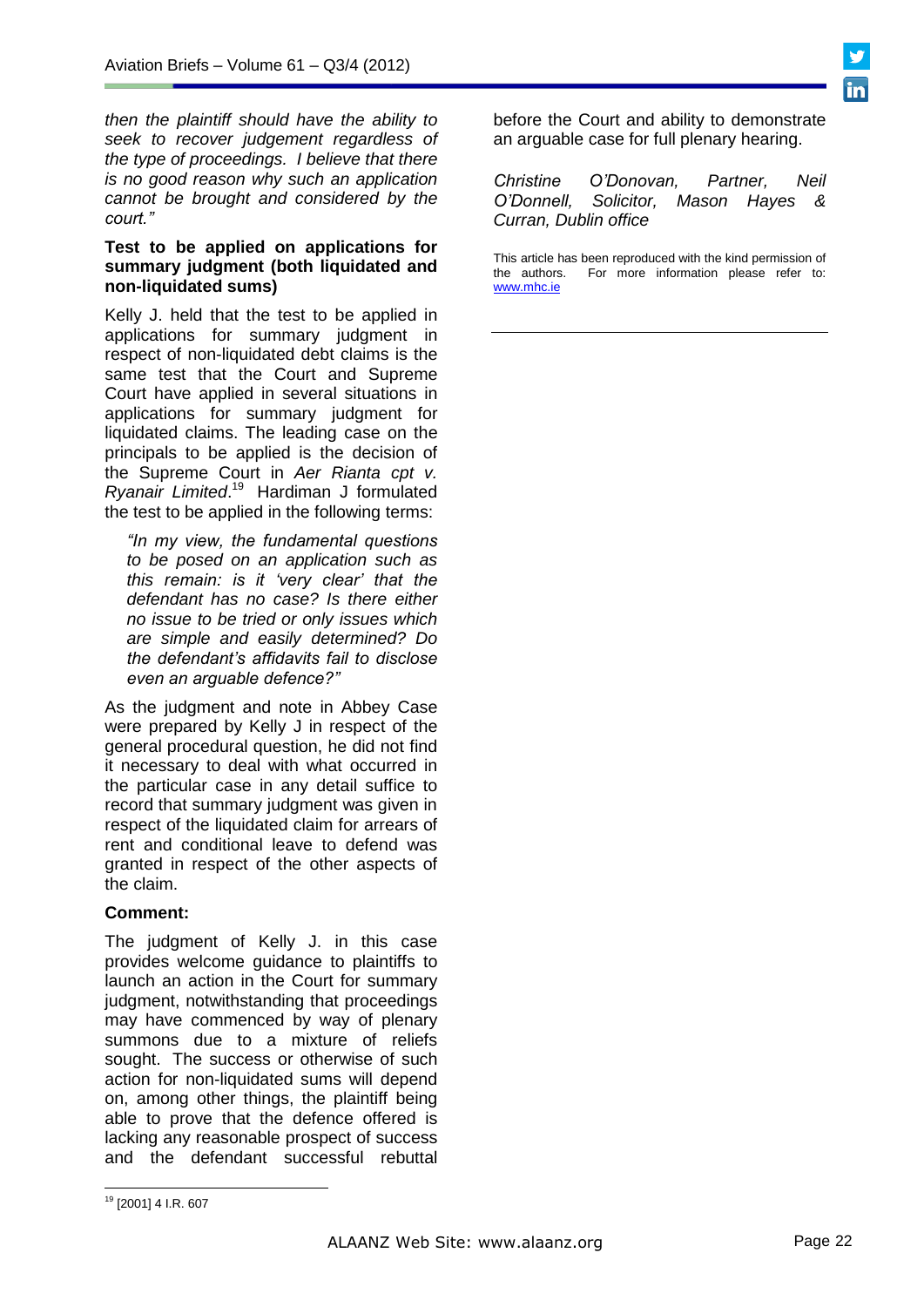*then the plaintiff should have the ability to seek to recover judgement regardless of the type of proceedings. I believe that there is no good reason why such an application cannot be brought and considered by the court."*

**Test to be applied on applications for summary judgment (both liquidated and non-liquidated sums)**

Kelly J. held that the test to be applied in applications for summary judgment in respect of non-liquidated debt claims is the same test that the Court and Supreme Court have applied in several situations in applications for summary judgment for liquidated claims. The leading case on the principals to be applied is the decision of the Supreme Court in *Aer Rianta cpt v. Ryanair Limited*.[19] Hardiman J formulated the test to be applied in the following terms:

> *"In my view, the fundamental questions to be posed on an application such as this remain: is it 'very clear' that the defendant has no case? Is there either no issue to be tried or only issues which are simple and easily determined? Do the defendant's affidavits fail to disclose even an arguable defence?"*

As the judgment and note in Abbey Case were prepared by Kelly J in respect of the general procedural question, he did not find it necessary to deal with what occurred in the particular case in any detail suffice to record that summary judgment was given in respect of the liquidated claim for arrears of rent and conditional leave to defend was granted in respect of the other aspects of the claim.

**Comment:**

The judgment of Kelly J. in this case provides welcome guidance to plaintiffs to launch an action in the Court for summary judgment, notwithstanding that proceedings may have commenced by way of plenary summons due to a mixture of reliefs sought. The success or otherwise of such action for non-liquidated sums will depend on, among other things, the plaintiff being able to prove that the defence offered is lacking any reasonable prospect of success and the defendant successful rebuttal before the Court and ability to demonstrate an arguable case for full plenary hearing.

*Christine O'Donovan, Partner, Neil O'Donnell, Solicitor, Mason Hayes & Curran, Dublin office*

This article has been reproduced with the kind permission of the authors. For more information please refer to: www.mhc.ie

---

[19] [2001] 4 I.R. 607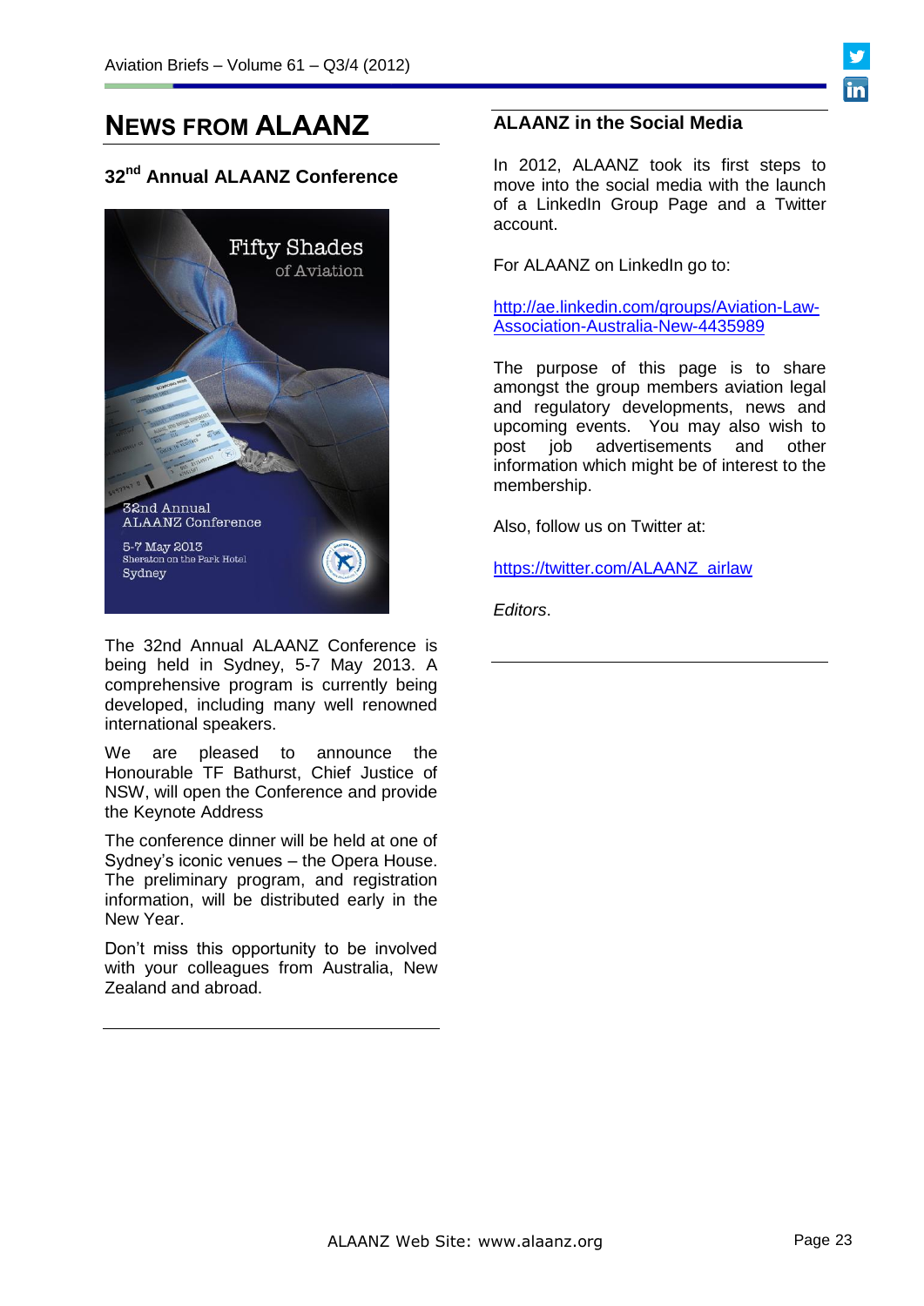# NEWS FROM ALAANZ

## 32nd Annual ALAANZ Conference

Fifty Shades
of Aviation

32nd Annual
ALAANZ Conference

5-7 May 2013
Sheraton on the Park Hotel
Sydney

The 32nd Annual ALAANZ Conference is being held in Sydney, 5-7 May 2013. A comprehensive program is currently being developed, including many well renowned international speakers.

We are pleased to announce the Honourable TF Bathurst, Chief Justice of NSW, will open the Conference and provide the Keynote Address

The conference dinner will be held at one of Sydney's iconic venues – the Opera House. The preliminary program, and registration information, will be distributed early in the New Year.

Don't miss this opportunity to be involved with your colleagues from Australia, New Zealand and abroad.

## ALAANZ in the Social Media

In 2012, ALAANZ took its first steps to move into the social media with the launch of a LinkedIn Group Page and a Twitter account.

For ALAANZ on LinkedIn go to:

http://ae.linkedin.com/groups/Aviation-Law-Association-Australia-New-4435989

The purpose of this page is to share amongst the group members aviation legal and regulatory developments, news and upcoming events. You may also wish to post job advertisements and other information which might be of interest to the membership.

Also, follow us on Twitter at:

https://twitter.com/ALAANZ_airlaw

*Editors*.

ALAANZ Web Site: www.alaanz.org